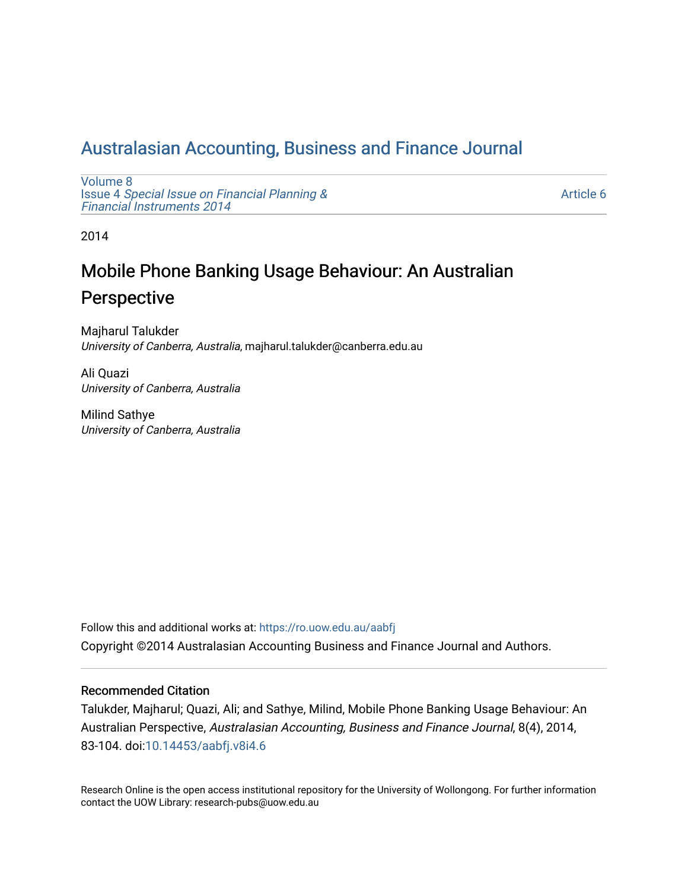# Australasian Accounting, Business and Finance Journal

Volume 8
Issue 4 *Special Issue on Financial Planning & Financial Instruments 2014*

Article 6

2014

## Mobile Phone Banking Usage Behaviour: An Australian Perspective

Majharul Talukder
*University of Canberra, Australia*, majharul.talukder@canberra.edu.au

Ali Quazi
*University of Canberra, Australia*

Milind Sathye
*University of Canberra, Australia*

Follow this and additional works at: https://ro.uow.edu.au/aabfj

Copyright ©2014 Australasian Accounting Business and Finance Journal and Authors.

### Recommended Citation

Talukder, Majharul; Quazi, Ali; and Sathye, Milind, Mobile Phone Banking Usage Behaviour: An Australian Perspective, *Australasian Accounting, Business and Finance Journal*, 8(4), 2014, 83-104. doi:10.14453/aabfj.v8i4.6

Research Online is the open access institutional repository for the University of Wollongong. For further information contact the UOW Library: research-pubs@uow.edu.au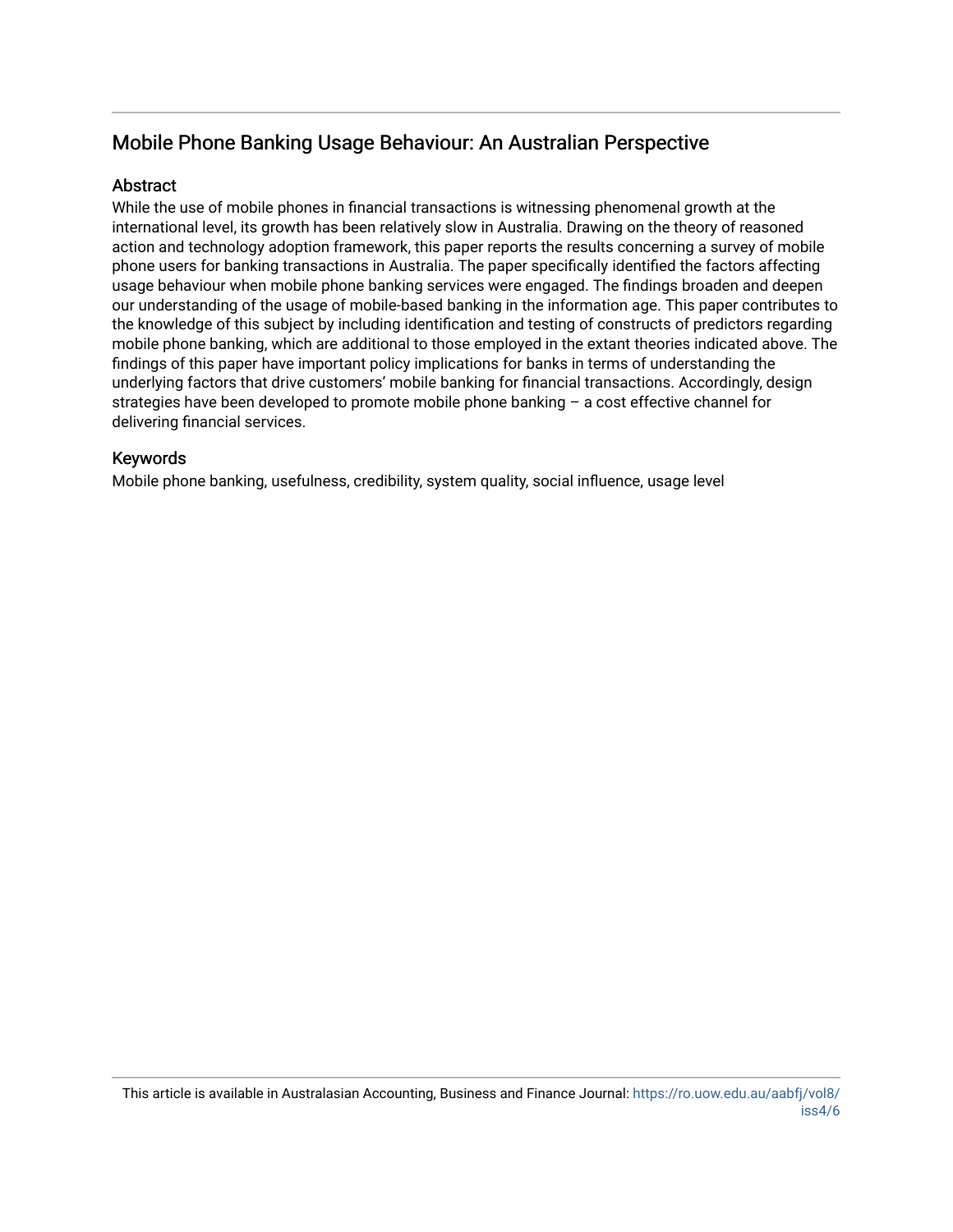# Mobile Phone Banking Usage Behaviour: An Australian Perspective

## Abstract

While the use of mobile phones in financial transactions is witnessing phenomenal growth at the international level, its growth has been relatively slow in Australia. Drawing on the theory of reasoned action and technology adoption framework, this paper reports the results concerning a survey of mobile phone users for banking transactions in Australia. The paper specifically identified the factors affecting usage behaviour when mobile phone banking services were engaged. The findings broaden and deepen our understanding of the usage of mobile-based banking in the information age. This paper contributes to the knowledge of this subject by including identification and testing of constructs of predictors regarding mobile phone banking, which are additional to those employed in the extant theories indicated above. The findings of this paper have important policy implications for banks in terms of understanding the underlying factors that drive customers' mobile banking for financial transactions. Accordingly, design strategies have been developed to promote mobile phone banking – a cost effective channel for delivering financial services.

## Keywords

Mobile phone banking, usefulness, credibility, system quality, social influence, usage level

This article is available in Australasian Accounting, Business and Finance Journal: https://ro.uow.edu.au/aabfj/vol8/iss4/6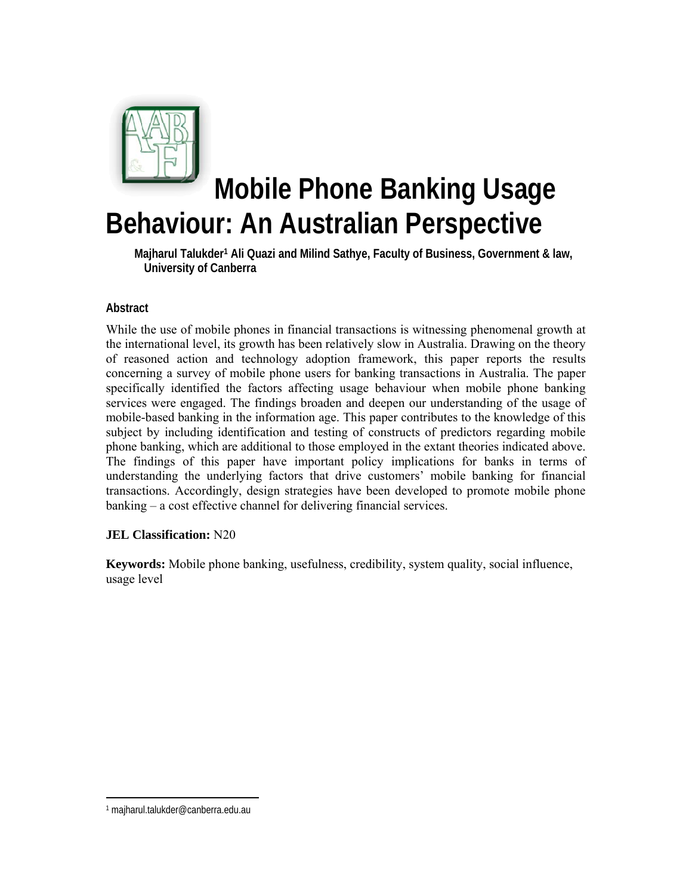# Mobile Phone Banking Usage Behaviour: An Australian Perspective

**Majharul Talukder[1] Ali Quazi and Milind Sathye, Faculty of Business, Government & law, University of Canberra**

#### Abstract

While the use of mobile phones in financial transactions is witnessing phenomenal growth at the international level, its growth has been relatively slow in Australia. Drawing on the theory of reasoned action and technology adoption framework, this paper reports the results concerning a survey of mobile phone users for banking transactions in Australia. The paper specifically identified the factors affecting usage behaviour when mobile phone banking services were engaged. The findings broaden and deepen our understanding of the usage of mobile-based banking in the information age. This paper contributes to the knowledge of this subject by including identification and testing of constructs of predictors regarding mobile phone banking, which are additional to those employed in the extant theories indicated above. The findings of this paper have important policy implications for banks in terms of understanding the underlying factors that drive customers' mobile banking for financial transactions. Accordingly, design strategies have been developed to promote mobile phone banking – a cost effective channel for delivering financial services.

**JEL Classification:** N20

**Keywords:** Mobile phone banking, usefulness, credibility, system quality, social influence, usage level

[1] majharul.talukder@canberra.edu.au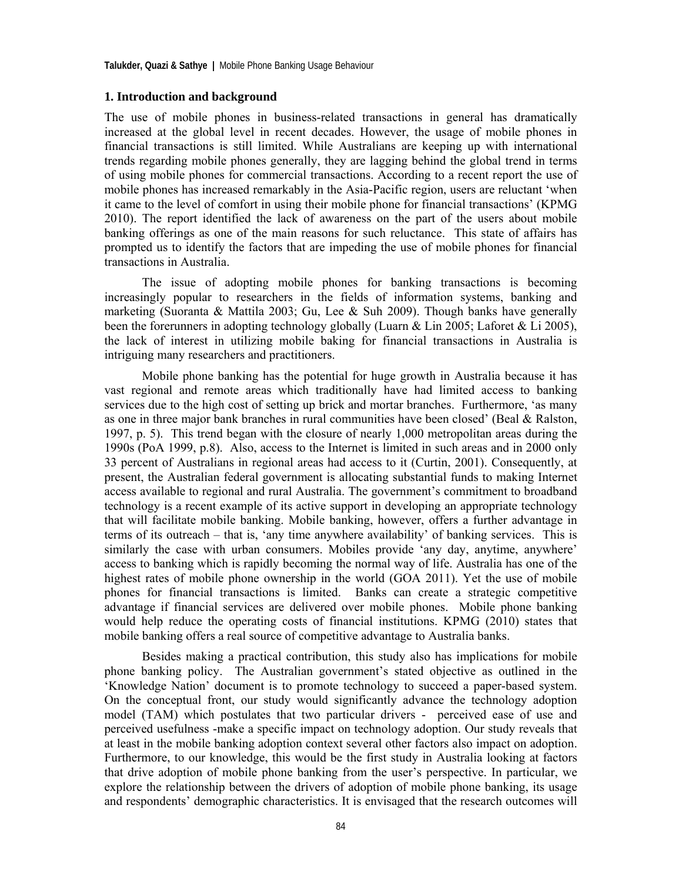## 1. Introduction and background

The use of mobile phones in business-related transactions in general has dramatically increased at the global level in recent decades. However, the usage of mobile phones in financial transactions is still limited. While Australians are keeping up with international trends regarding mobile phones generally, they are lagging behind the global trend in terms of using mobile phones for commercial transactions. According to a recent report the use of mobile phones has increased remarkably in the Asia-Pacific region, users are reluctant 'when it came to the level of comfort in using their mobile phone for financial transactions' (KPMG 2010). The report identified the lack of awareness on the part of the users about mobile banking offerings as one of the main reasons for such reluctance. This state of affairs has prompted us to identify the factors that are impeding the use of mobile phones for financial transactions in Australia.

The issue of adopting mobile phones for banking transactions is becoming increasingly popular to researchers in the fields of information systems, banking and marketing (Suoranta & Mattila 2003; Gu, Lee & Suh 2009). Though banks have generally been the forerunners in adopting technology globally (Luarn & Lin 2005; Laforet & Li 2005), the lack of interest in utilizing mobile baking for financial transactions in Australia is intriguing many researchers and practitioners.

Mobile phone banking has the potential for huge growth in Australia because it has vast regional and remote areas which traditionally have had limited access to banking services due to the high cost of setting up brick and mortar branches. Furthermore, 'as many as one in three major bank branches in rural communities have been closed' (Beal & Ralston, 1997, p. 5). This trend began with the closure of nearly 1,000 metropolitan areas during the 1990s (PoA 1999, p.8). Also, access to the Internet is limited in such areas and in 2000 only 33 percent of Australians in regional areas had access to it (Curtin, 2001). Consequently, at present, the Australian federal government is allocating substantial funds to making Internet access available to regional and rural Australia. The government's commitment to broadband technology is a recent example of its active support in developing an appropriate technology that will facilitate mobile banking. Mobile banking, however, offers a further advantage in terms of its outreach – that is, 'any time anywhere availability' of banking services. This is similarly the case with urban consumers. Mobiles provide 'any day, anytime, anywhere' access to banking which is rapidly becoming the normal way of life. Australia has one of the highest rates of mobile phone ownership in the world (GOA 2011). Yet the use of mobile phones for financial transactions is limited. Banks can create a strategic competitive advantage if financial services are delivered over mobile phones. Mobile phone banking would help reduce the operating costs of financial institutions. KPMG (2010) states that mobile banking offers a real source of competitive advantage to Australia banks.

Besides making a practical contribution, this study also has implications for mobile phone banking policy. The Australian government's stated objective as outlined in the 'Knowledge Nation' document is to promote technology to succeed a paper-based system. On the conceptual front, our study would significantly advance the technology adoption model (TAM) which postulates that two particular drivers - perceived ease of use and perceived usefulness -make a specific impact on technology adoption. Our study reveals that at least in the mobile banking adoption context several other factors also impact on adoption. Furthermore, to our knowledge, this would be the first study in Australia looking at factors that drive adoption of mobile phone banking from the user's perspective. In particular, we explore the relationship between the drivers of adoption of mobile phone banking, its usage and respondents' demographic characteristics. It is envisaged that the research outcomes will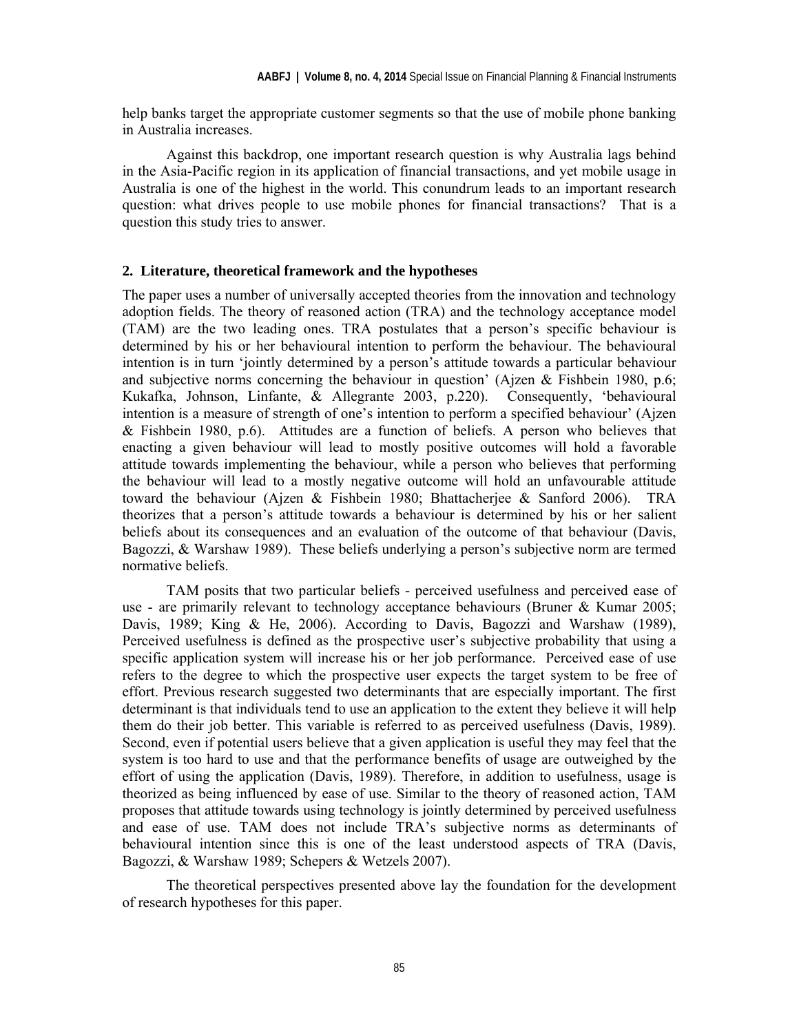help banks target the appropriate customer segments so that the use of mobile phone banking in Australia increases.

Against this backdrop, one important research question is why Australia lags behind in the Asia-Pacific region in its application of financial transactions, and yet mobile usage in Australia is one of the highest in the world. This conundrum leads to an important research question: what drives people to use mobile phones for financial transactions? That is a question this study tries to answer.

## 2. Literature, theoretical framework and the hypotheses

The paper uses a number of universally accepted theories from the innovation and technology adoption fields. The theory of reasoned action (TRA) and the technology acceptance model (TAM) are the two leading ones. TRA postulates that a person's specific behaviour is determined by his or her behavioural intention to perform the behaviour. The behavioural intention is in turn 'jointly determined by a person's attitude towards a particular behaviour and subjective norms concerning the behaviour in question' (Ajzen & Fishbein 1980, p.6; Kukafka, Johnson, Linfante, & Allegrante 2003, p.220). Consequently, 'behavioural intention is a measure of strength of one's intention to perform a specified behaviour' (Ajzen & Fishbein 1980, p.6). Attitudes are a function of beliefs. A person who believes that enacting a given behaviour will lead to mostly positive outcomes will hold a favorable attitude towards implementing the behaviour, while a person who believes that performing the behaviour will lead to a mostly negative outcome will hold an unfavourable attitude toward the behaviour (Ajzen & Fishbein 1980; Bhattacherjee & Sanford 2006). TRA theorizes that a person's attitude towards a behaviour is determined by his or her salient beliefs about its consequences and an evaluation of the outcome of that behaviour (Davis, Bagozzi, & Warshaw 1989). These beliefs underlying a person's subjective norm are termed normative beliefs.

TAM posits that two particular beliefs - perceived usefulness and perceived ease of use - are primarily relevant to technology acceptance behaviours (Bruner & Kumar 2005; Davis, 1989; King & He, 2006). According to Davis, Bagozzi and Warshaw (1989), Perceived usefulness is defined as the prospective user's subjective probability that using a specific application system will increase his or her job performance. Perceived ease of use refers to the degree to which the prospective user expects the target system to be free of effort. Previous research suggested two determinants that are especially important. The first determinant is that individuals tend to use an application to the extent they believe it will help them do their job better. This variable is referred to as perceived usefulness (Davis, 1989). Second, even if potential users believe that a given application is useful they may feel that the system is too hard to use and that the performance benefits of usage are outweighed by the effort of using the application (Davis, 1989). Therefore, in addition to usefulness, usage is theorized as being influenced by ease of use. Similar to the theory of reasoned action, TAM proposes that attitude towards using technology is jointly determined by perceived usefulness and ease of use. TAM does not include TRA's subjective norms as determinants of behavioural intention since this is one of the least understood aspects of TRA (Davis, Bagozzi, & Warshaw 1989; Schepers & Wetzels 2007).

The theoretical perspectives presented above lay the foundation for the development of research hypotheses for this paper.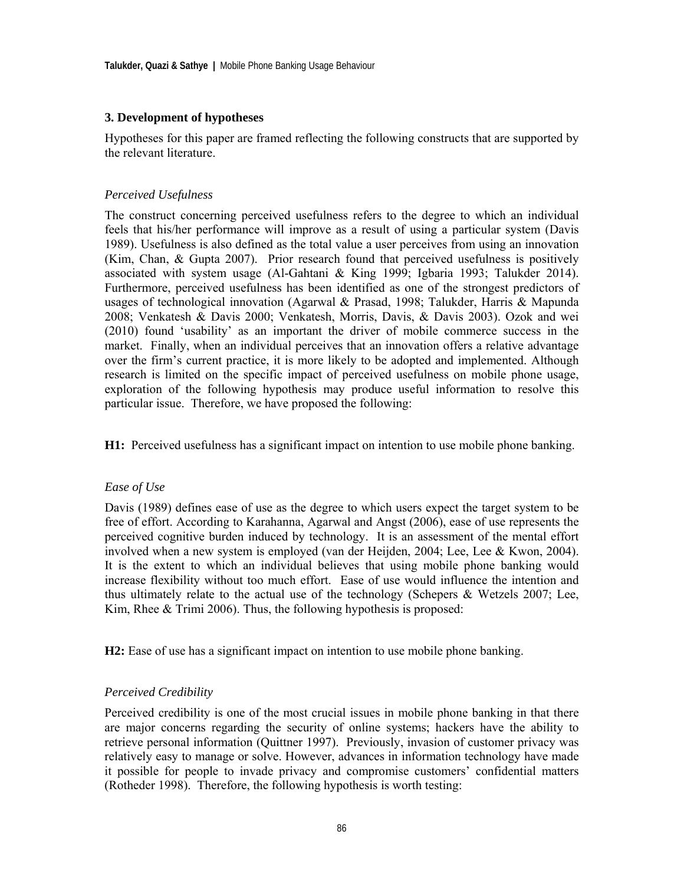## 3. Development of hypotheses

Hypotheses for this paper are framed reflecting the following constructs that are supported by the relevant literature.

*Perceived Usefulness*

The construct concerning perceived usefulness refers to the degree to which an individual feels that his/her performance will improve as a result of using a particular system (Davis 1989). Usefulness is also defined as the total value a user perceives from using an innovation (Kim, Chan, & Gupta 2007). Prior research found that perceived usefulness is positively associated with system usage (Al-Gahtani & King 1999; Igbaria 1993; Talukder 2014). Furthermore, perceived usefulness has been identified as one of the strongest predictors of usages of technological innovation (Agarwal & Prasad, 1998; Talukder, Harris & Mapunda 2008; Venkatesh & Davis 2000; Venkatesh, Morris, Davis, & Davis 2003). Ozok and wei (2010) found 'usability' as an important the driver of mobile commerce success in the market. Finally, when an individual perceives that an innovation offers a relative advantage over the firm's current practice, it is more likely to be adopted and implemented. Although research is limited on the specific impact of perceived usefulness on mobile phone usage, exploration of the following hypothesis may produce useful information to resolve this particular issue. Therefore, we have proposed the following:

**H1:** Perceived usefulness has a significant impact on intention to use mobile phone banking.

*Ease of Use*

Davis (1989) defines ease of use as the degree to which users expect the target system to be free of effort. According to Karahanna, Agarwal and Angst (2006), ease of use represents the perceived cognitive burden induced by technology. It is an assessment of the mental effort involved when a new system is employed (van der Heijden, 2004; Lee, Lee & Kwon, 2004). It is the extent to which an individual believes that using mobile phone banking would increase flexibility without too much effort. Ease of use would influence the intention and thus ultimately relate to the actual use of the technology (Schepers & Wetzels 2007; Lee, Kim, Rhee & Trimi 2006). Thus, the following hypothesis is proposed:

**H2:** Ease of use has a significant impact on intention to use mobile phone banking.

*Perceived Credibility*

Perceived credibility is one of the most crucial issues in mobile phone banking in that there are major concerns regarding the security of online systems; hackers have the ability to retrieve personal information (Quittner 1997). Previously, invasion of customer privacy was relatively easy to manage or solve. However, advances in information technology have made it possible for people to invade privacy and compromise customers' confidential matters (Rotheder 1998). Therefore, the following hypothesis is worth testing: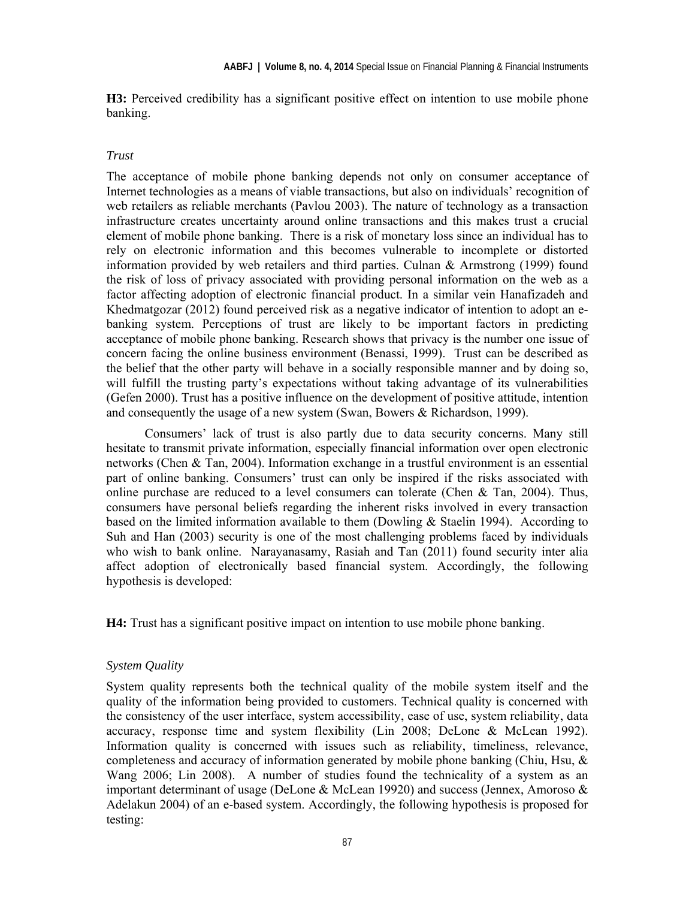**H3:** Perceived credibility has a significant positive effect on intention to use mobile phone banking.

### *Trust*

The acceptance of mobile phone banking depends not only on consumer acceptance of Internet technologies as a means of viable transactions, but also on individuals' recognition of web retailers as reliable merchants (Pavlou 2003). The nature of technology as a transaction infrastructure creates uncertainty around online transactions and this makes trust a crucial element of mobile phone banking. There is a risk of monetary loss since an individual has to rely on electronic information and this becomes vulnerable to incomplete or distorted information provided by web retailers and third parties. Culnan & Armstrong (1999) found the risk of loss of privacy associated with providing personal information on the web as a factor affecting adoption of electronic financial product. In a similar vein Hanafizadeh and Khedmatgozar (2012) found perceived risk as a negative indicator of intention to adopt an e-banking system. Perceptions of trust are likely to be important factors in predicting acceptance of mobile phone banking. Research shows that privacy is the number one issue of concern facing the online business environment (Benassi, 1999). Trust can be described as the belief that the other party will behave in a socially responsible manner and by doing so, will fulfill the trusting party's expectations without taking advantage of its vulnerabilities (Gefen 2000). Trust has a positive influence on the development of positive attitude, intention and consequently the usage of a new system (Swan, Bowers & Richardson, 1999).

Consumers' lack of trust is also partly due to data security concerns. Many still hesitate to transmit private information, especially financial information over open electronic networks (Chen & Tan, 2004). Information exchange in a trustful environment is an essential part of online banking. Consumers' trust can only be inspired if the risks associated with online purchase are reduced to a level consumers can tolerate (Chen & Tan, 2004). Thus, consumers have personal beliefs regarding the inherent risks involved in every transaction based on the limited information available to them (Dowling & Staelin 1994). According to Suh and Han (2003) security is one of the most challenging problems faced by individuals who wish to bank online. Narayanasamy, Rasiah and Tan (2011) found security inter alia affect adoption of electronically based financial system. Accordingly, the following hypothesis is developed:

**H4:** Trust has a significant positive impact on intention to use mobile phone banking.

### *System Quality*

System quality represents both the technical quality of the mobile system itself and the quality of the information being provided to customers. Technical quality is concerned with the consistency of the user interface, system accessibility, ease of use, system reliability, data accuracy, response time and system flexibility (Lin 2008; DeLone & McLean 1992). Information quality is concerned with issues such as reliability, timeliness, relevance, completeness and accuracy of information generated by mobile phone banking (Chiu, Hsu, & Wang 2006; Lin 2008). A number of studies found the technicality of a system as an important determinant of usage (DeLone & McLean 19920) and success (Jennex, Amoroso & Adelakun 2004) of an e-based system. Accordingly, the following hypothesis is proposed for testing: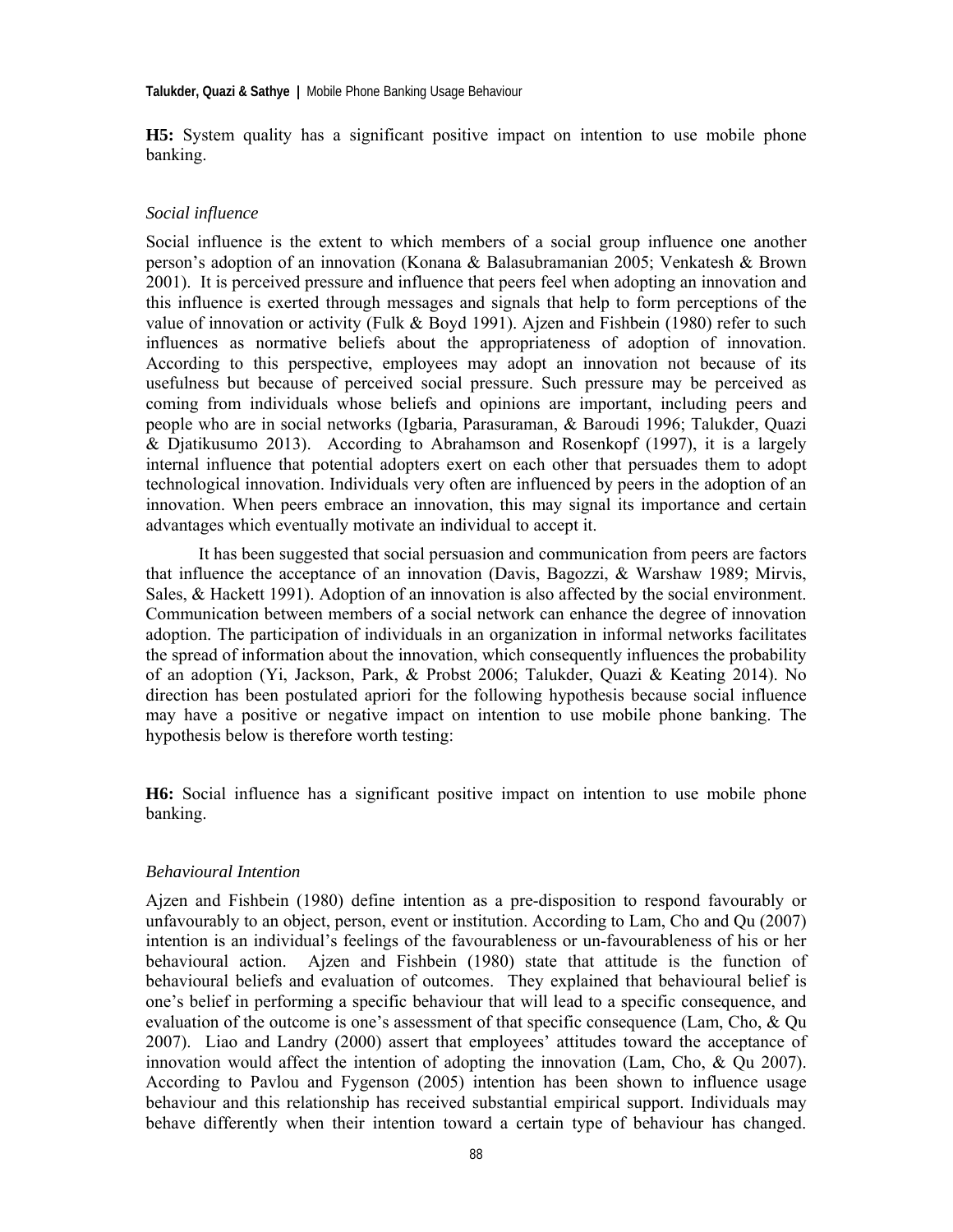**H5:** System quality has a significant positive impact on intention to use mobile phone banking.

*Social influence*

Social influence is the extent to which members of a social group influence one another person's adoption of an innovation (Konana & Balasubramanian 2005; Venkatesh & Brown 2001). It is perceived pressure and influence that peers feel when adopting an innovation and this influence is exerted through messages and signals that help to form perceptions of the value of innovation or activity (Fulk & Boyd 1991). Ajzen and Fishbein (1980) refer to such influences as normative beliefs about the appropriateness of adoption of innovation. According to this perspective, employees may adopt an innovation not because of its usefulness but because of perceived social pressure. Such pressure may be perceived as coming from individuals whose beliefs and opinions are important, including peers and people who are in social networks (Igbaria, Parasuraman, & Baroudi 1996; Talukder, Quazi & Djatikusumo 2013). According to Abrahamson and Rosenkopf (1997), it is a largely internal influence that potential adopters exert on each other that persuades them to adopt technological innovation. Individuals very often are influenced by peers in the adoption of an innovation. When peers embrace an innovation, this may signal its importance and certain advantages which eventually motivate an individual to accept it.

It has been suggested that social persuasion and communication from peers are factors that influence the acceptance of an innovation (Davis, Bagozzi, & Warshaw 1989; Mirvis, Sales, & Hackett 1991). Adoption of an innovation is also affected by the social environment. Communication between members of a social network can enhance the degree of innovation adoption. The participation of individuals in an organization in informal networks facilitates the spread of information about the innovation, which consequently influences the probability of an adoption (Yi, Jackson, Park, & Probst 2006; Talukder, Quazi & Keating 2014). No direction has been postulated apriori for the following hypothesis because social influence may have a positive or negative impact on intention to use mobile phone banking. The hypothesis below is therefore worth testing:

**H6:** Social influence has a significant positive impact on intention to use mobile phone banking.

*Behavioural Intention*

Ajzen and Fishbein (1980) define intention as a pre-disposition to respond favourably or unfavourably to an object, person, event or institution. According to Lam, Cho and Qu (2007) intention is an individual's feelings of the favourableness or un-favourableness of his or her behavioural action. Ajzen and Fishbein (1980) state that attitude is the function of behavioural beliefs and evaluation of outcomes. They explained that behavioural belief is one's belief in performing a specific behaviour that will lead to a specific consequence, and evaluation of the outcome is one's assessment of that specific consequence (Lam, Cho, & Qu 2007). Liao and Landry (2000) assert that employees' attitudes toward the acceptance of innovation would affect the intention of adopting the innovation (Lam, Cho, & Qu 2007). According to Pavlou and Fygenson (2005) intention has been shown to influence usage behaviour and this relationship has received substantial empirical support. Individuals may behave differently when their intention toward a certain type of behaviour has changed.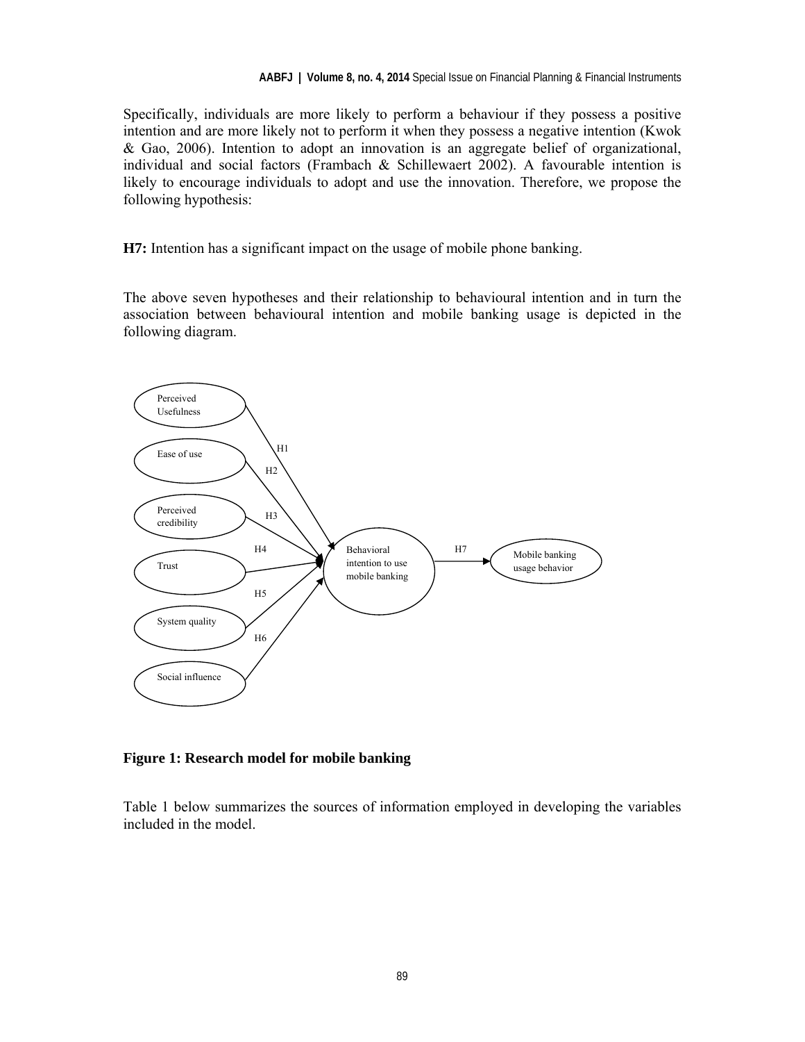Specifically, individuals are more likely to perform a behaviour if they possess a positive intention and are more likely not to perform it when they possess a negative intention (Kwok & Gao, 2006). Intention to adopt an innovation is an aggregate belief of organizational, individual and social factors (Frambach & Schillewaert 2002). A favourable intention is likely to encourage individuals to adopt and use the innovation. Therefore, we propose the following hypothesis:

**H7:** Intention has a significant impact on the usage of mobile phone banking.

The above seven hypotheses and their relationship to behavioural intention and in turn the association between behavioural intention and mobile banking usage is depicted in the following diagram.

**Figure 1: Research model for mobile banking**

Table 1 below summarizes the sources of information employed in developing the variables included in the model.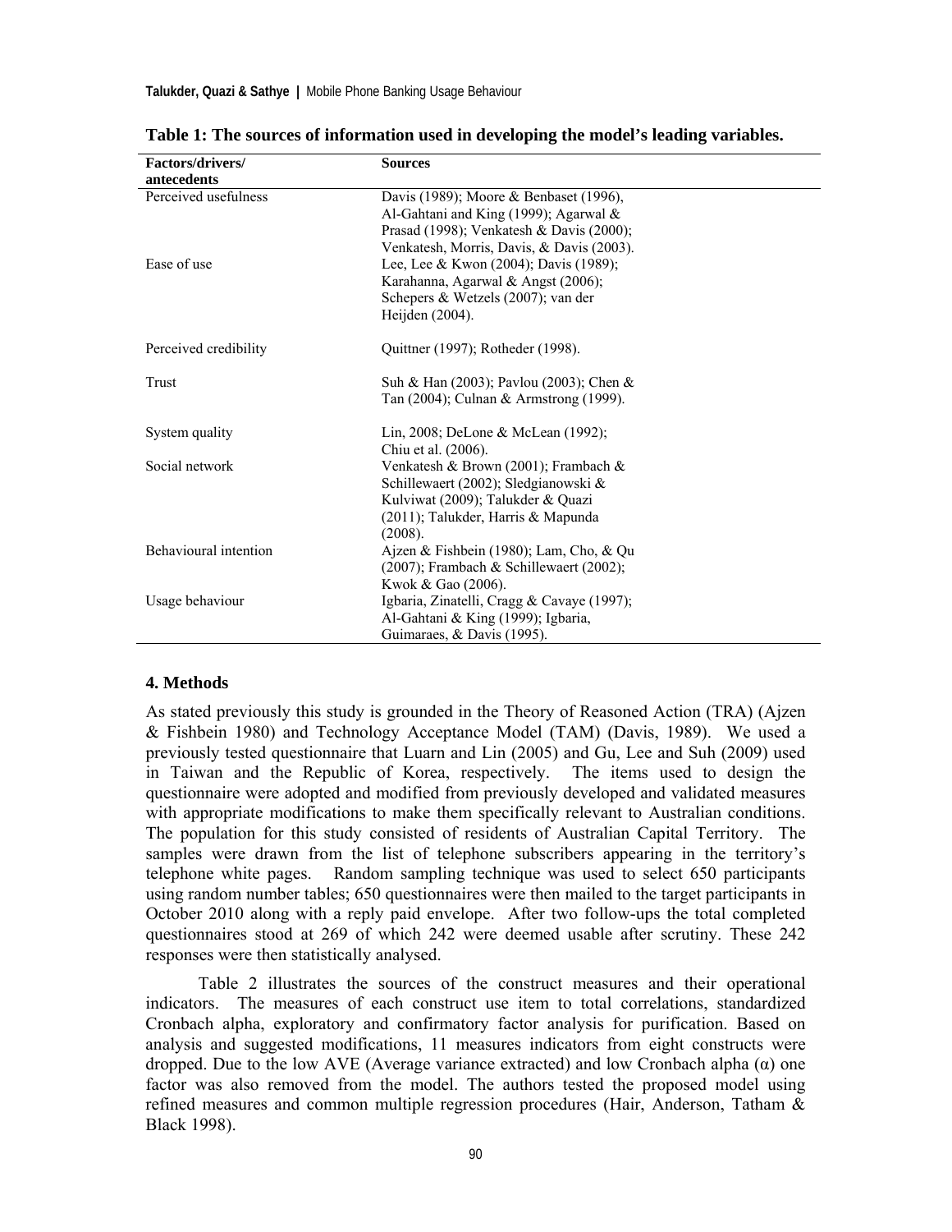**Table 1: The sources of information used in developing the model's leading variables.**

| Factors/drivers/ antecedents | Sources |
|---|---|
| Perceived usefulness | Davis (1989); Moore & Benbaset (1996), Al-Gahtani and King (1999); Agarwal & Prasad (1998); Venkatesh & Davis (2000); Venkatesh, Morris, Davis, & Davis (2003). |
| Ease of use | Lee, Lee & Kwon (2004); Davis (1989); Karahanna, Agarwal & Angst (2006); Schepers & Wetzels (2007); van der Heijden (2004). |
| Perceived credibility | Quittner (1997); Rotheder (1998). |
| Trust | Suh & Han (2003); Pavlou (2003); Chen & Tan (2004); Culnan & Armstrong (1999). |
| System quality | Lin, 2008; DeLone & McLean (1992); Chiu et al. (2006). |
| Social network | Venkatesh & Brown (2001); Frambach & Schillewaert (2002); Sledgianowski & Kulviwat (2009); Talukder & Quazi (2011); Talukder, Harris & Mapunda (2008). |
| Behavioural intention | Ajzen & Fishbein (1980); Lam, Cho, & Qu (2007); Frambach & Schillewaert (2002); Kwok & Gao (2006). |
| Usage behaviour | Igbaria, Zinatelli, Cragg & Cavaye (1997); Al-Gahtani & King (1999); Igbaria, Guimaraes, & Davis (1995). |

## 4. Methods

As stated previously this study is grounded in the Theory of Reasoned Action (TRA) (Ajzen & Fishbein 1980) and Technology Acceptance Model (TAM) (Davis, 1989). We used a previously tested questionnaire that Luarn and Lin (2005) and Gu, Lee and Suh (2009) used in Taiwan and the Republic of Korea, respectively. The items used to design the questionnaire were adopted and modified from previously developed and validated measures with appropriate modifications to make them specifically relevant to Australian conditions. The population for this study consisted of residents of Australian Capital Territory. The samples were drawn from the list of telephone subscribers appearing in the territory's telephone white pages. Random sampling technique was used to select 650 participants using random number tables; 650 questionnaires were then mailed to the target participants in October 2010 along with a reply paid envelope. After two follow-ups the total completed questionnaires stood at 269 of which 242 were deemed usable after scrutiny. These 242 responses were then statistically analysed.

Table 2 illustrates the sources of the construct measures and their operational indicators. The measures of each construct use item to total correlations, standardized Cronbach alpha, exploratory and confirmatory factor analysis for purification. Based on analysis and suggested modifications, 11 measures indicators from eight constructs were dropped. Due to the low AVE (Average variance extracted) and low Cronbach alpha ($\alpha$) one factor was also removed from the model. The authors tested the proposed model using refined measures and common multiple regression procedures (Hair, Anderson, Tatham & Black 1998).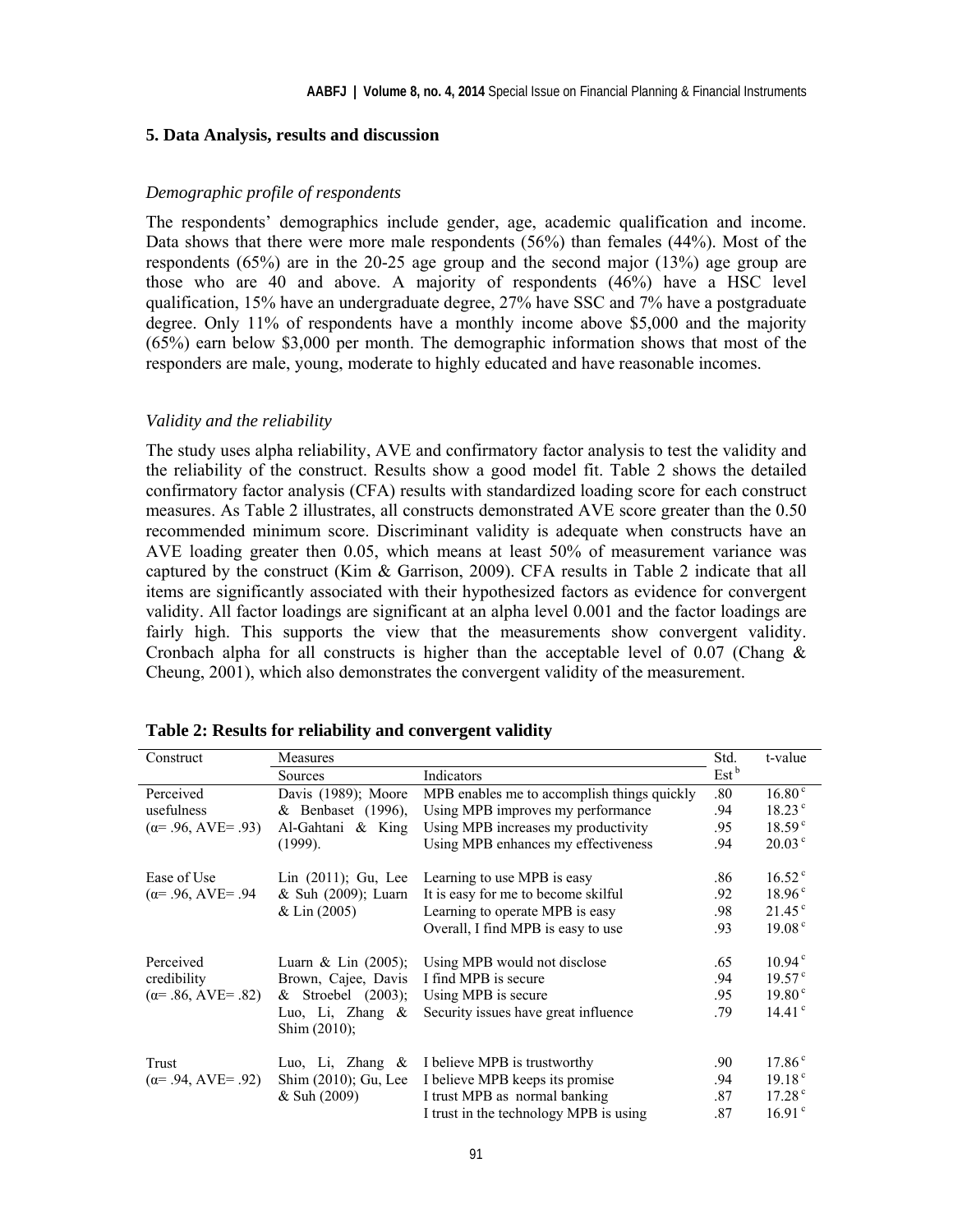## 5. Data Analysis, results and discussion

### *Demographic profile of respondents*

The respondents' demographics include gender, age, academic qualification and income. Data shows that there were more male respondents (56%) than females (44%). Most of the respondents (65%) are in the 20-25 age group and the second major (13%) age group are those who are 40 and above. A majority of respondents (46%) have a HSC level qualification, 15% have an undergraduate degree, 27% have SSC and 7% have a postgraduate degree. Only 11% of respondents have a monthly income above $5,000 and the majority (65%) earn below $3,000 per month. The demographic information shows that most of the responders are male, young, moderate to highly educated and have reasonable incomes.

### *Validity and the reliability*

The study uses alpha reliability, AVE and confirmatory factor analysis to test the validity and the reliability of the construct. Results show a good model fit. Table 2 shows the detailed confirmatory factor analysis (CFA) results with standardized loading score for each construct measures. As Table 2 illustrates, all constructs demonstrated AVE score greater than the 0.50 recommended minimum score. Discriminant validity is adequate when constructs have an AVE loading greater then 0.05, which means at least 50% of measurement variance was captured by the construct (Kim & Garrison, 2009). CFA results in Table 2 indicate that all items are significantly associated with their hypothesized factors as evidence for convergent validity. All factor loadings are significant at an alpha level 0.001 and the factor loadings are fairly high. This supports the view that the measurements show convergent validity. Cronbach alpha for all constructs is higher than the acceptable level of 0.07 (Chang & Cheung, 2001), which also demonstrates the convergent validity of the measurement.

**Table 2: Results for reliability and convergent validity**

| Construct | Measures | | Std. Est[b] | t-value |
|---|---|---|---|---|
| | Sources | Indicators | | |
| Perceived usefulness (α= .96, AVE= .93) | Davis (1989); Moore & Benbaset (1996), Al-Gahtani & King (1999). | MPB enables me to accomplish things quickly | .80 | 16.80[c] |
| | | Using MPB improves my performance | .94 | 18.23[c] |
| | | Using MPB increases my productivity | .95 | 18.59[c] |
| | | Using MPB enhances my effectiveness | .94 | 20.03[c] |
| Ease of Use (α= .96, AVE= .94 | Lin (2011); Gu, Lee & Suh (2009); Luarn & Lin (2005) | Learning to use MPB is easy | .86 | 16.52[c] |
| | | It is easy for me to become skilful | .92 | 18.96[c] |
| | | Learning to operate MPB is easy | .98 | 21.45[c] |
| | | Overall, I find MPB is easy to use | .93 | 19.08[c] |
| Perceived credibility (α= .86, AVE= .82) | Luarn & Lin (2005); Brown, Cajee, Davis & Stroebel (2003); Luo, Li, Zhang & Shim (2010); | Using MPB would not disclose | .65 | 10.94[c] |
| | | I find MPB is secure | .94 | 19.57[c] |
| | | Using MPB is secure | .95 | 19.80[c] |
| | | Security issues have great influence | .79 | 14.41[c] |
| Trust (α= .94, AVE= .92) | Luo, Li, Zhang & Shim (2010); Gu, Lee & Suh (2009) | I believe MPB is trustworthy | .90 | 17.86[c] |
| | | I believe MPB keeps its promise | .94 | 19.18[c] |
| | | I trust MPB as normal banking | .87 | 17.28[c] |
| | | I trust in the technology MPB is using | .87 | 16.91[c] |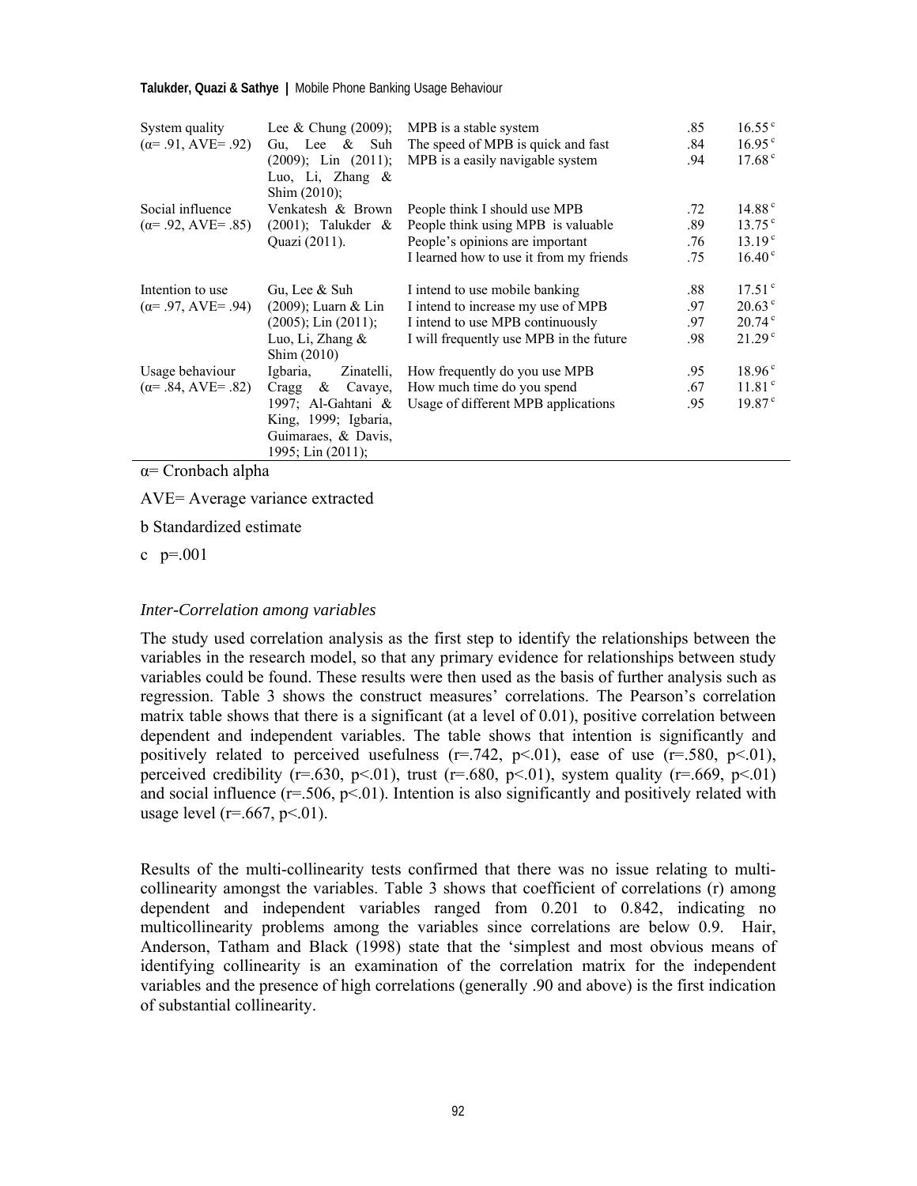| | | | | |
|---|---|---|---|---|
| System quality (α= .91, AVE= .92) | Lee & Chung (2009); Gu, Lee & Suh (2009); Lin (2011); Luo, Li, Zhang & Shim (2010); | MPB is a stable system | .85 | 16.55 [c] |
| | | The speed of MPB is quick and fast | .84 | 16.95 [c] |
| | | MPB is a easily navigable system | .94 | 17.68 [c] |
| Social influence (α= .92, AVE= .85) | Venkatesh & Brown (2001); Talukder & Quazi (2011). | People think I should use MPB | .72 | 14.88 [c] |
| | | People think using MPB is valuable | .89 | 13.75 [c] |
| | | People's opinions are important | .76 | 13.19 [c] |
| | | I learned how to use it from my friends | .75 | 16.40 [c] |
| Intention to use (α= .97, AVE= .94) | Gu, Lee & Suh (2009); Luarn & Lin (2005); Lin (2011); Luo, Li, Zhang & Shim (2010) | I intend to use mobile banking | .88 | 17.51 [c] |
| | | I intend to increase my use of MPB | .97 | 20.63 [c] |
| | | I intend to use MPB continuously | .97 | 20.74 [c] |
| | | I will frequently use MPB in the future | .98 | 21.29 [c] |
| Usage behaviour (α= .84, AVE= .82) | Igbaria, Zinatelli, Cragg & Cavaye, 1997; Al-Gahtani & King, 1999; Igbaria, Guimaraes, & Davis, 1995; Lin (2011); | How frequently do you use MPB | .95 | 18.96 [c] |
| | | How much time do you spend | .67 | 11.81 [c] |
| | | Usage of different MPB applications | .95 | 19.87 [c] |

α= Cronbach alpha

AVE= Average variance extracted

b Standardized estimate

c p=.001

### *Inter-Correlation among variables*

The study used correlation analysis as the first step to identify the relationships between the variables in the research model, so that any primary evidence for relationships between study variables could be found. These results were then used as the basis of further analysis such as regression. Table 3 shows the construct measures' correlations. The Pearson's correlation matrix table shows that there is a significant (at a level of 0.01), positive correlation between dependent and independent variables. The table shows that intention is significantly and positively related to perceived usefulness ($r=.742$, $p<.01$), ease of use ($r=.580$, $p<.01$), perceived credibility ($r=.630$, $p<.01$), trust ($r=.680$, $p<.01$), system quality ($r=.669$, $p<.01$) and social influence ($r=.506$, $p<.01$). Intention is also significantly and positively related with usage level ($r=.667$, $p<.01$).

Results of the multi-collinearity tests confirmed that there was no issue relating to multi-collinearity amongst the variables. Table 3 shows that coefficient of correlations (r) among dependent and independent variables ranged from 0.201 to 0.842, indicating no multicollinearity problems among the variables since correlations are below 0.9. Hair, Anderson, Tatham and Black (1998) state that the 'simplest and most obvious means of identifying collinearity is an examination of the correlation matrix for the independent variables and the presence of high correlations (generally .90 and above) is the first indication of substantial collinearity.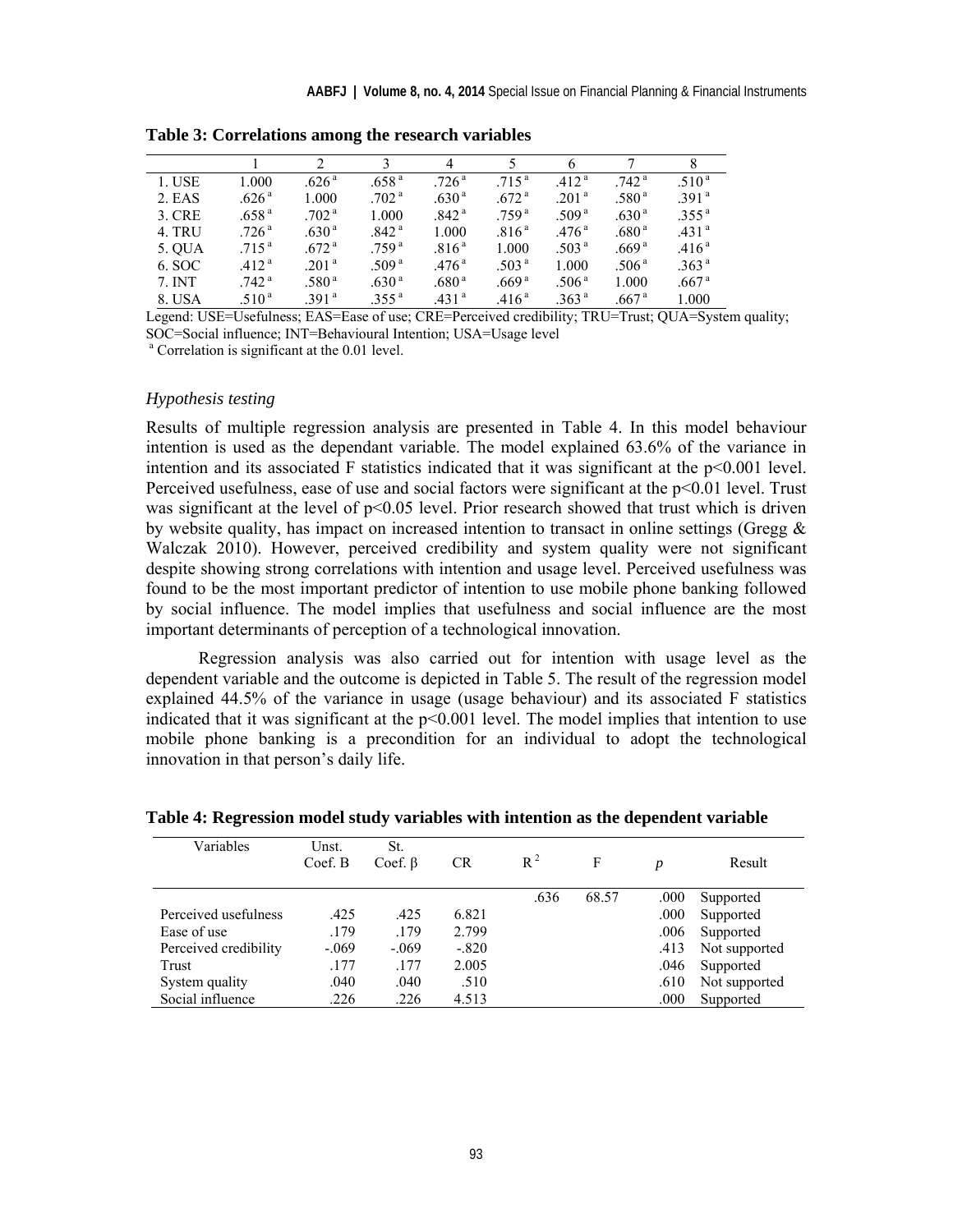**Table 3: Correlations among the research variables**

| | 1 | 2 | 3 | 4 | 5 | 6 | 7 | 8 |
|---|---|---|---|---|---|---|---|---|
| 1. USE | 1.000 | .626 [a] | .658 [a] | .726 [a] | .715 [a] | .412 [a] | .742 [a] | .510 [a] |
| 2. EAS | .626 [a] | 1.000 | .702 [a] | .630 [a] | .672 [a] | .201 [a] | .580 [a] | .391 [a] |
| 3. CRE | .658 [a] | .702 [a] | 1.000 | .842 [a] | .759 [a] | .509 [a] | .630 [a] | .355 [a] |
| 4. TRU | .726 [a] | .630 [a] | .842 [a] | 1.000 | .816 [a] | .476 [a] | .680 [a] | .431 [a] |
| 5. QUA | .715 [a] | .672 [a] | .759 [a] | .816 [a] | 1.000 | .503 [a] | .669 [a] | .416 [a] |
| 6. SOC | .412 [a] | .201 [a] | .509 [a] | .476 [a] | .503 [a] | 1.000 | .506 [a] | .363 [a] |
| 7. INT | .742 [a] | .580 [a] | .630 [a] | .680 [a] | .669 [a] | .506 [a] | 1.000 | .667 [a] |
| 8. USA | .510 [a] | .391 [a] | .355 [a] | .431 [a] | .416 [a] | .363 [a] | .667 [a] | 1.000 |

Legend: USE=Usefulness; EAS=Ease of use; CRE=Perceived credibility; TRU=Trust; QUA=System quality; SOC=Social influence; INT=Behavioural Intention; USA=Usage level

[a] Correlation is significant at the 0.01 level.

*Hypothesis testing*

Results of multiple regression analysis are presented in Table 4. In this model behaviour intention is used as the dependant variable. The model explained 63.6% of the variance in intention and its associated F statistics indicated that it was significant at the $p<0.001$ level. Perceived usefulness, ease of use and social factors were significant at the $p<0.01$ level. Trust was significant at the level of $p<0.05$ level. Prior research showed that trust which is driven by website quality, has impact on increased intention to transact in online settings (Gregg & Walczak 2010). However, perceived credibility and system quality were not significant despite showing strong correlations with intention and usage level. Perceived usefulness was found to be the most important predictor of intention to use mobile phone banking followed by social influence. The model implies that usefulness and social influence are the most important determinants of perception of a technological innovation.

Regression analysis was also carried out for intention with usage level as the dependent variable and the outcome is depicted in Table 5. The result of the regression model explained 44.5% of the variance in usage (usage behaviour) and its associated F statistics indicated that it was significant at the $p<0.001$ level. The model implies that intention to use mobile phone banking is a precondition for an individual to adopt the technological innovation in that person's daily life.

**Table 4: Regression model study variables with intention as the dependent variable**

| Variables | Unst. Coef. B | St. Coef. β | CR | $R^2$ | F | *p* | Result |
|---|---|---|---|---|---|---|---|
| | | | | .636 | 68.57 | .000 | Supported |
| Perceived usefulness | .425 | .425 | 6.821 | | | .000 | Supported |
| Ease of use | .179 | .179 | 2.799 | | | .006 | Supported |
| Perceived credibility | -.069 | -.069 | -.820 | | | .413 | Not supported |
| Trust | .177 | .177 | 2.005 | | | .046 | Supported |
| System quality | .040 | .040 | .510 | | | .610 | Not supported |
| Social influence | .226 | .226 | 4.513 | | | .000 | Supported |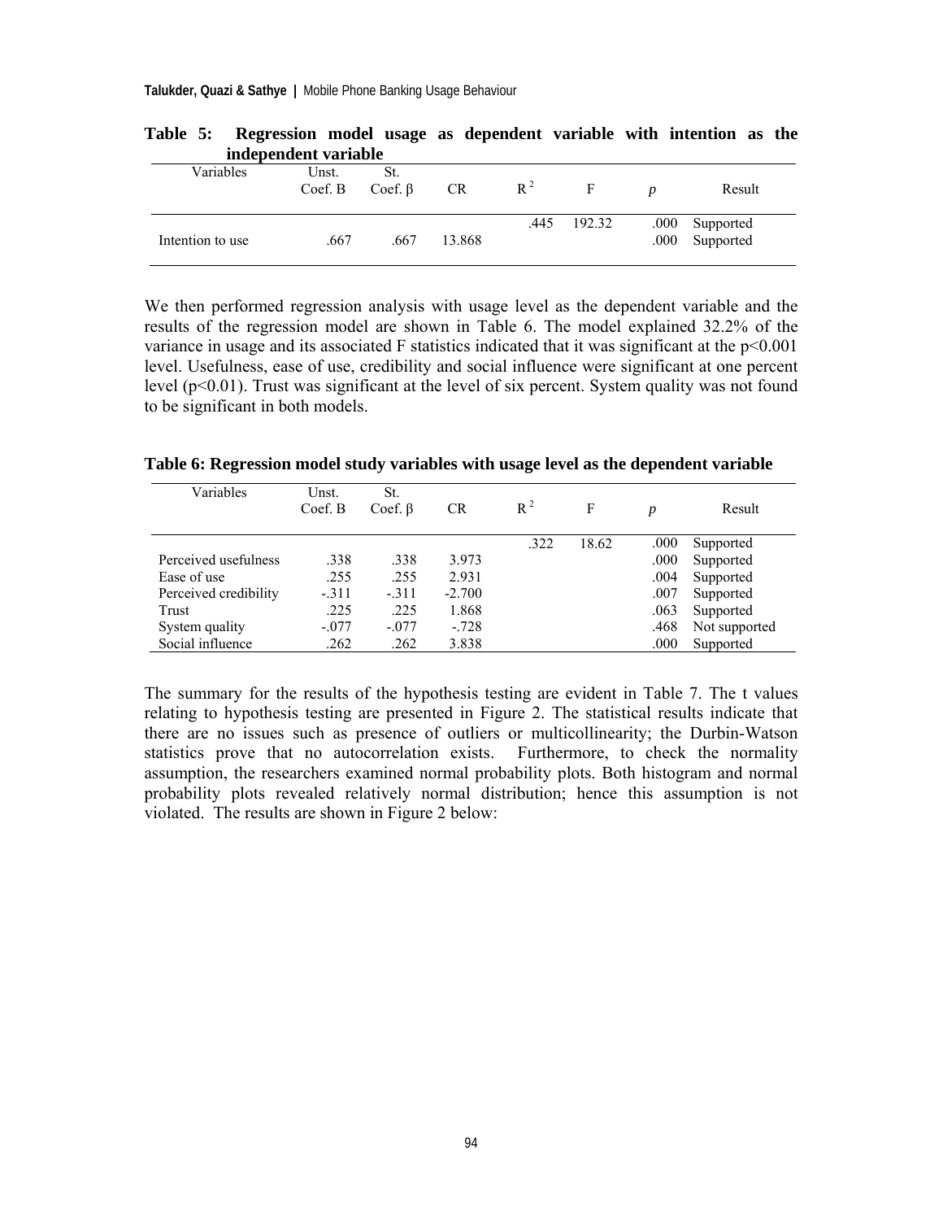**Table 5: Regression model usage as dependent variable with intention as the independent variable**

| Variables | Unst. Coef. B | St. Coef. β | CR | $R^2$ | F | *p* | Result |
|---|---|---|---|---|---|---|---|
| | | | | .445 | 192.32 | .000 | Supported |
| Intention to use | .667 | .667 | 13.868 | | | .000 | Supported |

We then performed regression analysis with usage level as the dependent variable and the results of the regression model are shown in Table 6. The model explained 32.2% of the variance in usage and its associated F statistics indicated that it was significant at the $p<0.001$ level. Usefulness, ease of use, credibility and social influence were significant at one percent level ($p<0.01$). Trust was significant at the level of six percent. System quality was not found to be significant in both models.

**Table 6: Regression model study variables with usage level as the dependent variable**

| Variables | Unst. Coef. B | St. Coef. β | CR | $R^2$ | F | *p* | Result |
|---|---|---|---|---|---|---|---|
| | | | | .322 | 18.62 | .000 | Supported |
| Perceived usefulness | .338 | .338 | 3.973 | | | .000 | Supported |
| Ease of use | .255 | .255 | 2.931 | | | .004 | Supported |
| Perceived credibility | -.311 | -.311 | -2.700 | | | .007 | Supported |
| Trust | .225 | .225 | 1.868 | | | .063 | Supported |
| System quality | -.077 | -.077 | -.728 | | | .468 | Not supported |
| Social influence | .262 | .262 | 3.838 | | | .000 | Supported |

The summary for the results of the hypothesis testing are evident in Table 7. The t values relating to hypothesis testing are presented in Figure 2. The statistical results indicate that there are no issues such as presence of outliers or multicollinearity; the Durbin-Watson statistics prove that no autocorrelation exists. Furthermore, to check the normality assumption, the researchers examined normal probability plots. Both histogram and normal probability plots revealed relatively normal distribution; hence this assumption is not violated. The results are shown in Figure 2 below: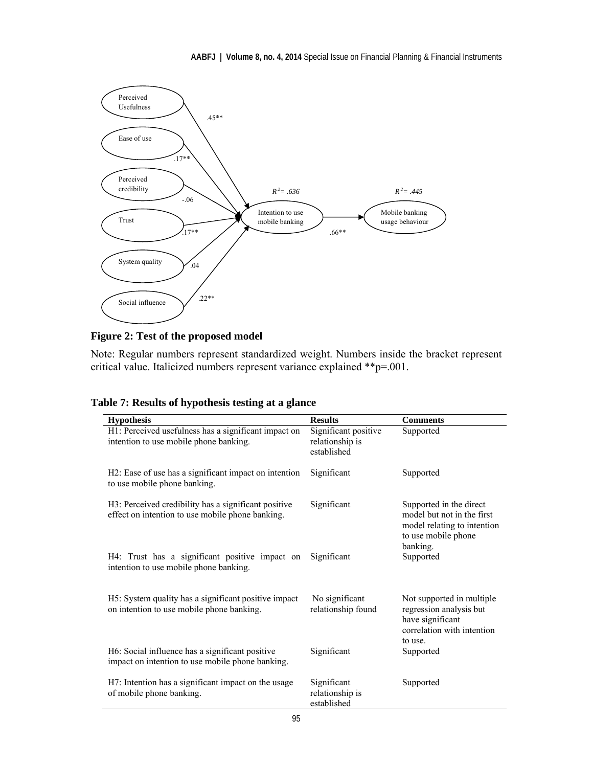**Figure 2: Test of the proposed model**

Note: Regular numbers represent standardized weight. Numbers inside the bracket represent critical value. Italicized numbers represent variance explained **p=.001.

**Table 7: Results of hypothesis testing at a glance**

| Hypothesis | Results | Comments |
|---|---|---|
| H1: Perceived usefulness has a significant impact on intention to use mobile phone banking. | Significant positive relationship is established | Supported |
| H2: Ease of use has a significant impact on intention to use mobile phone banking. | Significant | Supported |
| H3: Perceived credibility has a significant positive effect on intention to use mobile phone banking. | Significant | Supported in the direct model but not in the first model relating to intention to use mobile phone banking. |
| H4: Trust has a significant positive impact on intention to use mobile phone banking. | Significant | Supported |
| H5: System quality has a significant positive impact on intention to use mobile phone banking. | No significant relationship found | Not supported in multiple regression analysis but have significant correlation with intention to use. |
| H6: Social influence has a significant positive impact on intention to use mobile phone banking. | Significant | Supported |
| H7: Intention has a significant impact on the usage of mobile phone banking. | Significant relationship is established | Supported |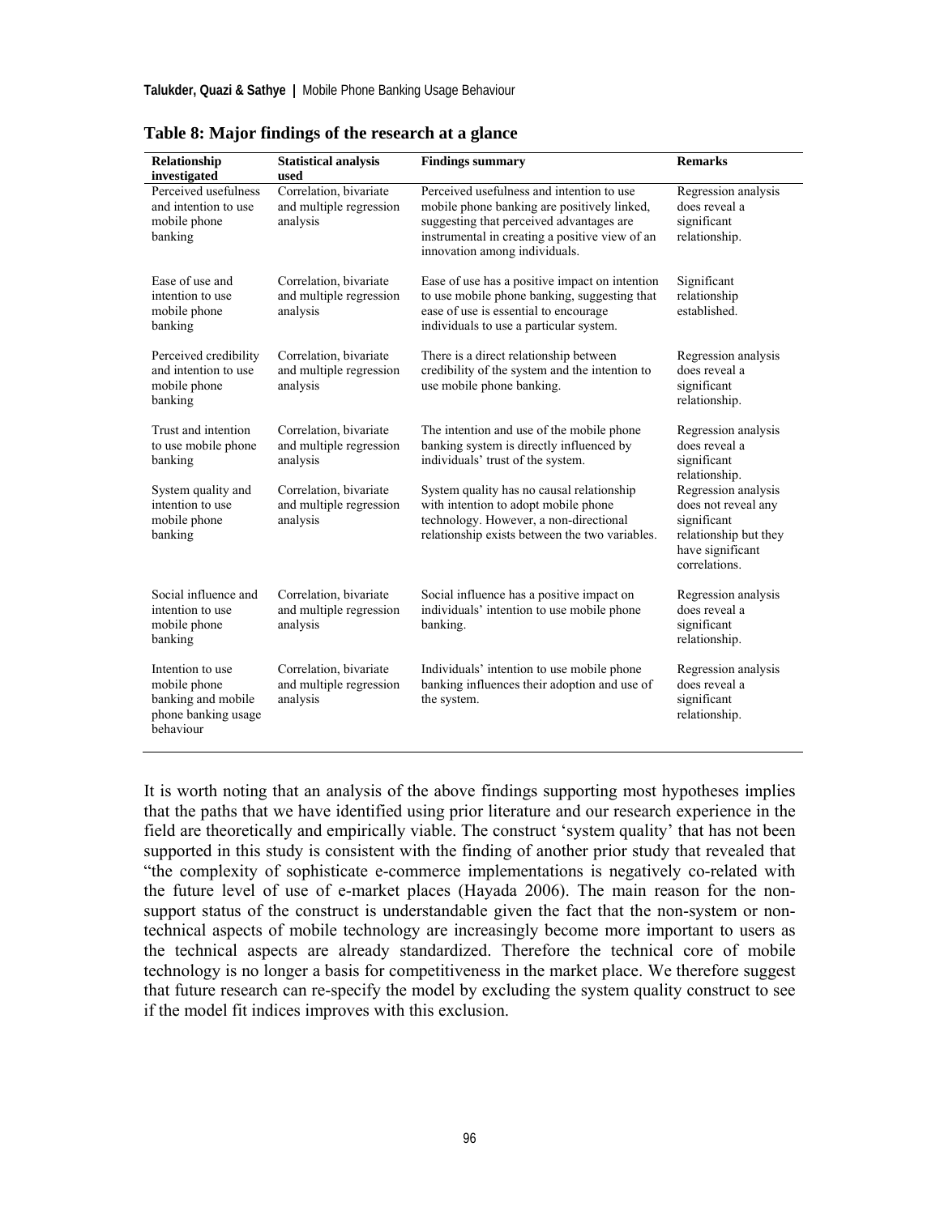**Table 8: Major findings of the research at a glance**

| Relationship investigated | Statistical analysis used | Findings summary | Remarks |
|---|---|---|---|
| Perceived usefulness and intention to use mobile phone banking | Correlation, bivariate and multiple regression analysis | Perceived usefulness and intention to use mobile phone banking are positively linked, suggesting that perceived advantages are instrumental in creating a positive view of an innovation among individuals. | Regression analysis does reveal a significant relationship. |
| Ease of use and intention to use mobile phone banking | Correlation, bivariate and multiple regression analysis | Ease of use has a positive impact on intention to use mobile phone banking, suggesting that ease of use is essential to encourage individuals to use a particular system. | Significant relationship established. |
| Perceived credibility and intention to use mobile phone banking | Correlation, bivariate and multiple regression analysis | There is a direct relationship between credibility of the system and the intention to use mobile phone banking. | Regression analysis does reveal a significant relationship. |
| Trust and intention to use mobile phone banking | Correlation, bivariate and multiple regression analysis | The intention and use of the mobile phone banking system is directly influenced by individuals' trust of the system. | Regression analysis does reveal a significant relationship. |
| System quality and intention to use mobile phone banking | Correlation, bivariate and multiple regression analysis | System quality has no causal relationship with intention to adopt mobile phone technology. However, a non-directional relationship exists between the two variables. | Regression analysis does not reveal any significant relationship but they have significant correlations. |
| Social influence and intention to use mobile phone banking | Correlation, bivariate and multiple regression analysis | Social influence has a positive impact on individuals' intention to use mobile phone banking. | Regression analysis does reveal a significant relationship. |
| Intention to use mobile phone banking and mobile phone banking usage behaviour | Correlation, bivariate and multiple regression analysis | Individuals' intention to use mobile phone banking influences their adoption and use of the system. | Regression analysis does reveal a significant relationship. |

It is worth noting that an analysis of the above findings supporting most hypotheses implies that the paths that we have identified using prior literature and our research experience in the field are theoretically and empirically viable. The construct 'system quality' that has not been supported in this study is consistent with the finding of another prior study that revealed that "the complexity of sophisticate e-commerce implementations is negatively co-related with the future level of use of e-market places (Hayada 2006). The main reason for the non-support status of the construct is understandable given the fact that the non-system or non-technical aspects of mobile technology are increasingly become more important to users as the technical aspects are already standardized. Therefore the technical core of mobile technology is no longer a basis for competitiveness in the market place. We therefore suggest that future research can re-specify the model by excluding the system quality construct to see if the model fit indices improves with this exclusion.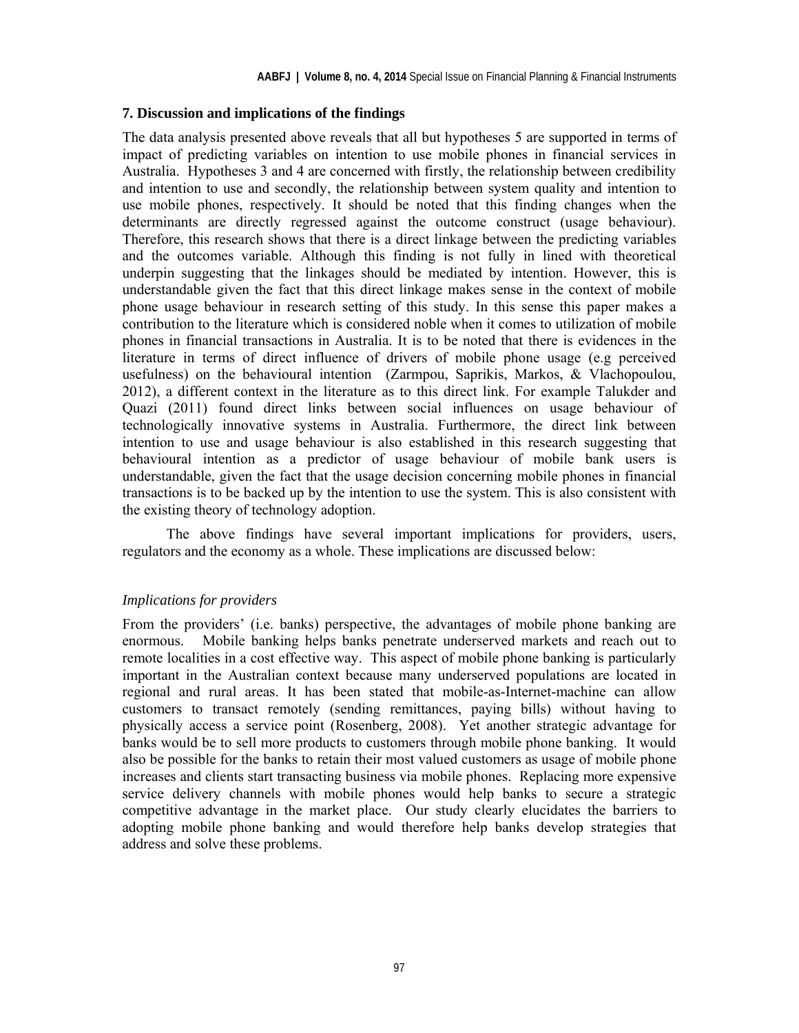## 7. Discussion and implications of the findings

The data analysis presented above reveals that all but hypotheses 5 are supported in terms of impact of predicting variables on intention to use mobile phones in financial services in Australia. Hypotheses 3 and 4 are concerned with firstly, the relationship between credibility and intention to use and secondly, the relationship between system quality and intention to use mobile phones, respectively. It should be noted that this finding changes when the determinants are directly regressed against the outcome construct (usage behaviour). Therefore, this research shows that there is a direct linkage between the predicting variables and the outcomes variable. Although this finding is not fully in lined with theoretical underpin suggesting that the linkages should be mediated by intention. However, this is understandable given the fact that this direct linkage makes sense in the context of mobile phone usage behaviour in research setting of this study. In this sense this paper makes a contribution to the literature which is considered noble when it comes to utilization of mobile phones in financial transactions in Australia. It is to be noted that there is evidences in the literature in terms of direct influence of drivers of mobile phone usage (e.g perceived usefulness) on the behavioural intention (Zarmpou, Saprikis, Markos, & Vlachopoulou, 2012), a different context in the literature as to this direct link. For example Talukder and Quazi (2011) found direct links between social influences on usage behaviour of technologically innovative systems in Australia. Furthermore, the direct link between intention to use and usage behaviour is also established in this research suggesting that behavioural intention as a predictor of usage behaviour of mobile bank users is understandable, given the fact that the usage decision concerning mobile phones in financial transactions is to be backed up by the intention to use the system. This is also consistent with the existing theory of technology adoption.

The above findings have several important implications for providers, users, regulators and the economy as a whole. These implications are discussed below:

*Implications for providers*

From the providers' (i.e. banks) perspective, the advantages of mobile phone banking are enormous. Mobile banking helps banks penetrate underserved markets and reach out to remote localities in a cost effective way. This aspect of mobile phone banking is particularly important in the Australian context because many underserved populations are located in regional and rural areas. It has been stated that mobile-as-Internet-machine can allow customers to transact remotely (sending remittances, paying bills) without having to physically access a service point (Rosenberg, 2008). Yet another strategic advantage for banks would be to sell more products to customers through mobile phone banking. It would also be possible for the banks to retain their most valued customers as usage of mobile phone increases and clients start transacting business via mobile phones. Replacing more expensive service delivery channels with mobile phones would help banks to secure a strategic competitive advantage in the market place. Our study clearly elucidates the barriers to adopting mobile phone banking and would therefore help banks develop strategies that address and solve these problems.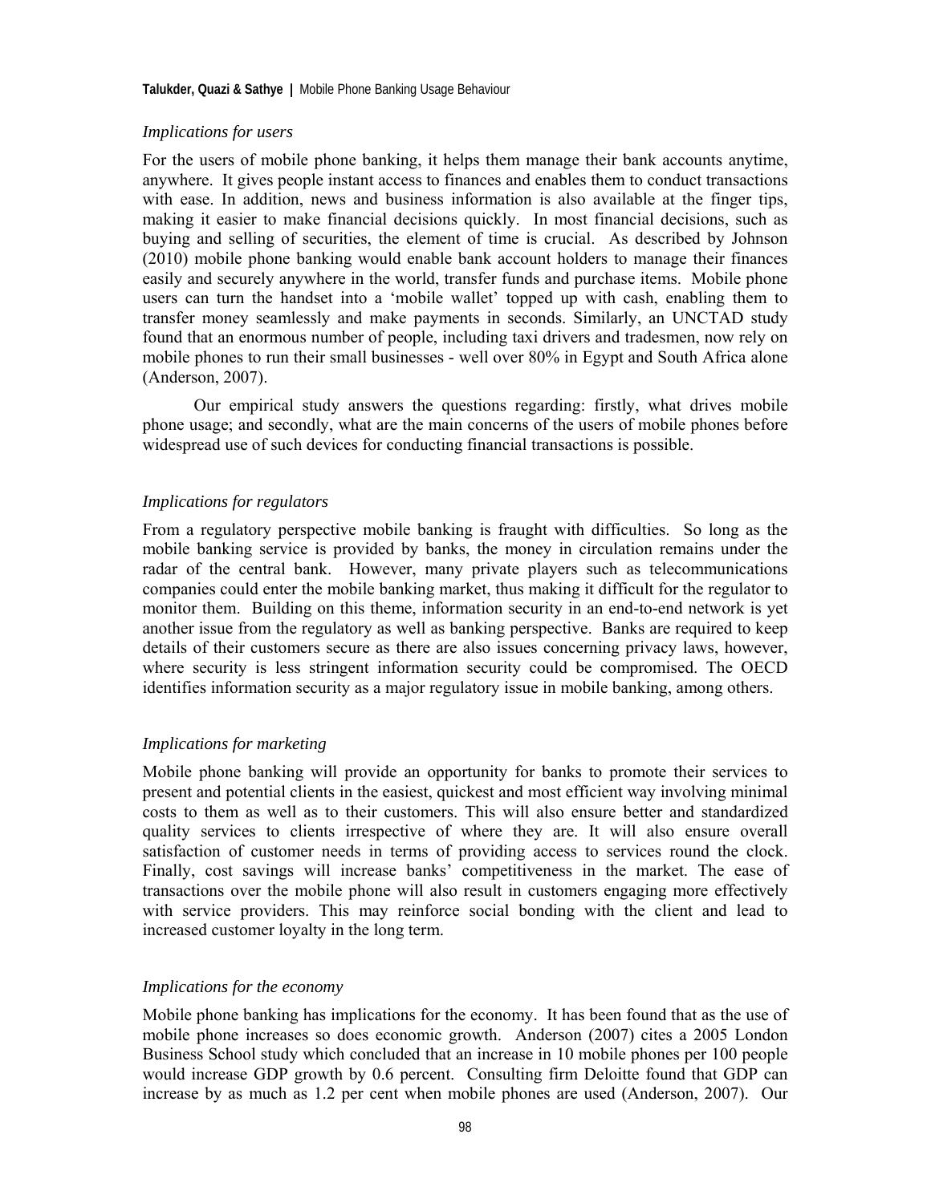*Implications for users*

For the users of mobile phone banking, it helps them manage their bank accounts anytime, anywhere. It gives people instant access to finances and enables them to conduct transactions with ease. In addition, news and business information is also available at the finger tips, making it easier to make financial decisions quickly. In most financial decisions, such as buying and selling of securities, the element of time is crucial. As described by Johnson (2010) mobile phone banking would enable bank account holders to manage their finances easily and securely anywhere in the world, transfer funds and purchase items. Mobile phone users can turn the handset into a 'mobile wallet' topped up with cash, enabling them to transfer money seamlessly and make payments in seconds. Similarly, an UNCTAD study found that an enormous number of people, including taxi drivers and tradesmen, now rely on mobile phones to run their small businesses - well over 80% in Egypt and South Africa alone (Anderson, 2007).

Our empirical study answers the questions regarding: firstly, what drives mobile phone usage; and secondly, what are the main concerns of the users of mobile phones before widespread use of such devices for conducting financial transactions is possible.

*Implications for regulators*

From a regulatory perspective mobile banking is fraught with difficulties. So long as the mobile banking service is provided by banks, the money in circulation remains under the radar of the central bank. However, many private players such as telecommunications companies could enter the mobile banking market, thus making it difficult for the regulator to monitor them. Building on this theme, information security in an end-to-end network is yet another issue from the regulatory as well as banking perspective. Banks are required to keep details of their customers secure as there are also issues concerning privacy laws, however, where security is less stringent information security could be compromised. The OECD identifies information security as a major regulatory issue in mobile banking, among others.

*Implications for marketing*

Mobile phone banking will provide an opportunity for banks to promote their services to present and potential clients in the easiest, quickest and most efficient way involving minimal costs to them as well as to their customers. This will also ensure better and standardized quality services to clients irrespective of where they are. It will also ensure overall satisfaction of customer needs in terms of providing access to services round the clock. Finally, cost savings will increase banks' competitiveness in the market. The ease of transactions over the mobile phone will also result in customers engaging more effectively with service providers. This may reinforce social bonding with the client and lead to increased customer loyalty in the long term.

*Implications for the economy*

Mobile phone banking has implications for the economy. It has been found that as the use of mobile phone increases so does economic growth. Anderson (2007) cites a 2005 London Business School study which concluded that an increase in 10 mobile phones per 100 people would increase GDP growth by 0.6 percent. Consulting firm Deloitte found that GDP can increase by as much as 1.2 per cent when mobile phones are used (Anderson, 2007). Our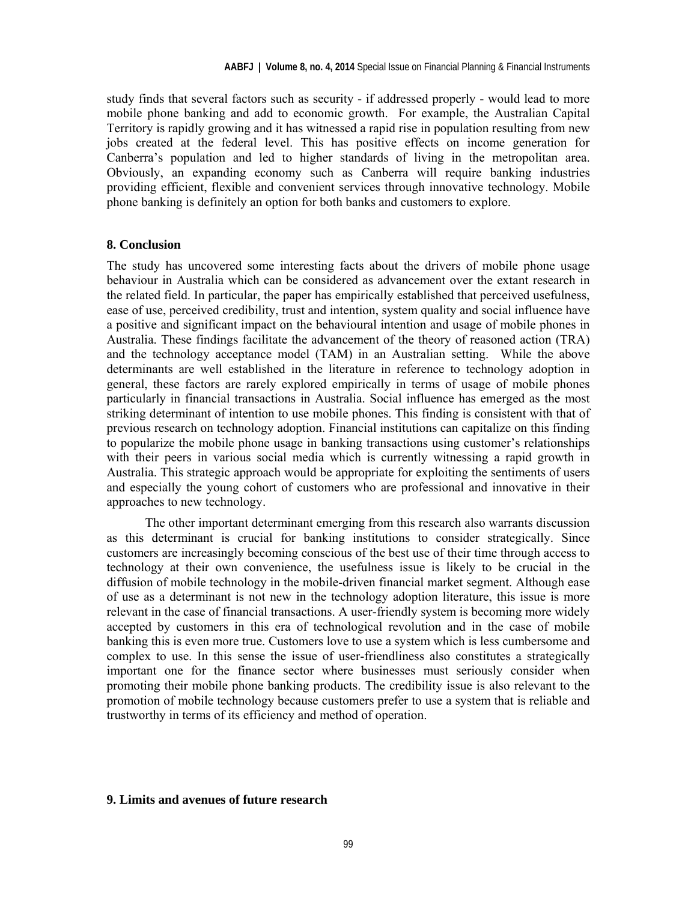study finds that several factors such as security - if addressed properly - would lead to more mobile phone banking and add to economic growth. For example, the Australian Capital Territory is rapidly growing and it has witnessed a rapid rise in population resulting from new jobs created at the federal level. This has positive effects on income generation for Canberra's population and led to higher standards of living in the metropolitan area. Obviously, an expanding economy such as Canberra will require banking industries providing efficient, flexible and convenient services through innovative technology. Mobile phone banking is definitely an option for both banks and customers to explore.

## 8. Conclusion

The study has uncovered some interesting facts about the drivers of mobile phone usage behaviour in Australia which can be considered as advancement over the extant research in the related field. In particular, the paper has empirically established that perceived usefulness, ease of use, perceived credibility, trust and intention, system quality and social influence have a positive and significant impact on the behavioural intention and usage of mobile phones in Australia. These findings facilitate the advancement of the theory of reasoned action (TRA) and the technology acceptance model (TAM) in an Australian setting. While the above determinants are well established in the literature in reference to technology adoption in general, these factors are rarely explored empirically in terms of usage of mobile phones particularly in financial transactions in Australia. Social influence has emerged as the most striking determinant of intention to use mobile phones. This finding is consistent with that of previous research on technology adoption. Financial institutions can capitalize on this finding to popularize the mobile phone usage in banking transactions using customer's relationships with their peers in various social media which is currently witnessing a rapid growth in Australia. This strategic approach would be appropriate for exploiting the sentiments of users and especially the young cohort of customers who are professional and innovative in their approaches to new technology.

The other important determinant emerging from this research also warrants discussion as this determinant is crucial for banking institutions to consider strategically. Since customers are increasingly becoming conscious of the best use of their time through access to technology at their own convenience, the usefulness issue is likely to be crucial in the diffusion of mobile technology in the mobile-driven financial market segment. Although ease of use as a determinant is not new in the technology adoption literature, this issue is more relevant in the case of financial transactions. A user-friendly system is becoming more widely accepted by customers in this era of technological revolution and in the case of mobile banking this is even more true. Customers love to use a system which is less cumbersome and complex to use. In this sense the issue of user-friendliness also constitutes a strategically important one for the finance sector where businesses must seriously consider when promoting their mobile phone banking products. The credibility issue is also relevant to the promotion of mobile technology because customers prefer to use a system that is reliable and trustworthy in terms of its efficiency and method of operation.

## 9. Limits and avenues of future research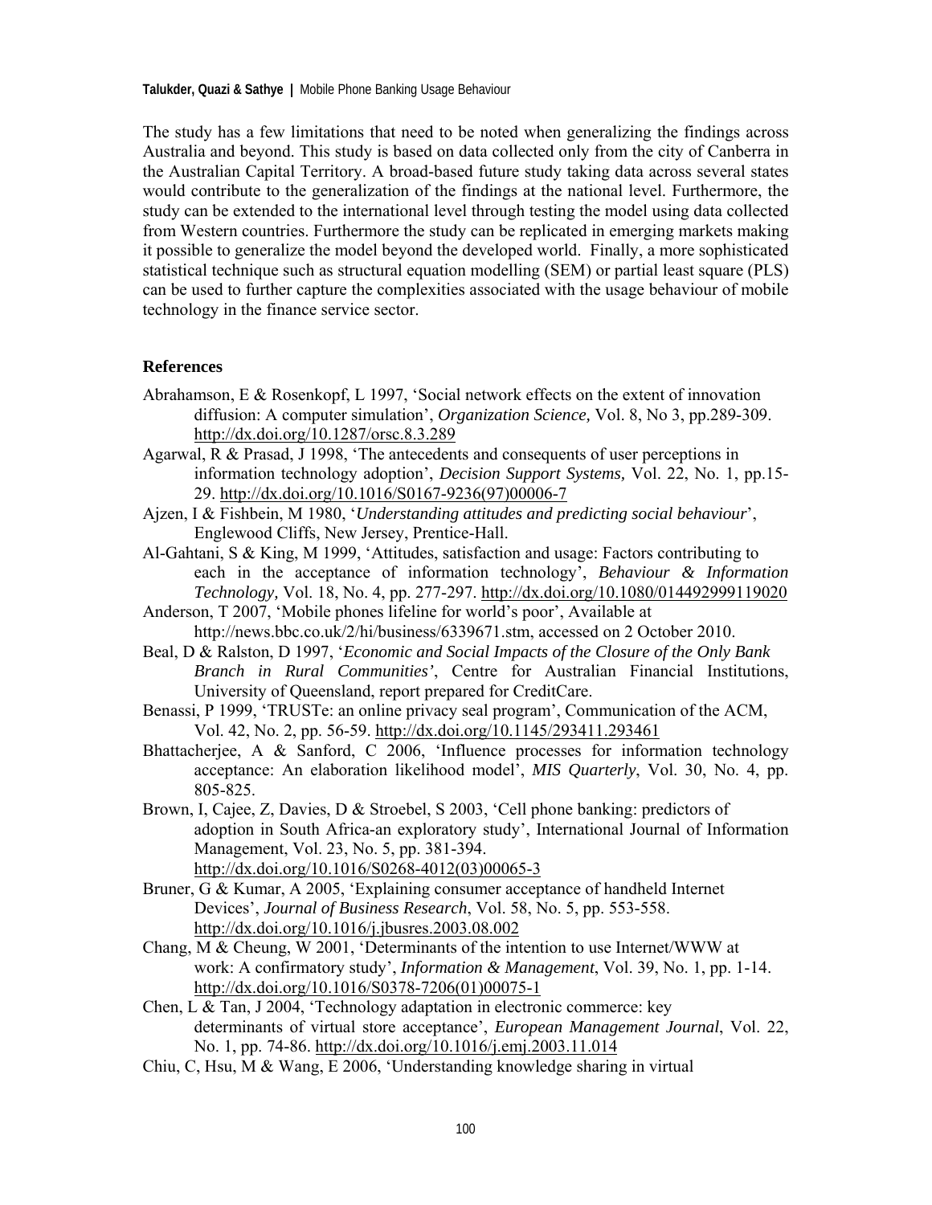The study has a few limitations that need to be noted when generalizing the findings across Australia and beyond. This study is based on data collected only from the city of Canberra in the Australian Capital Territory. A broad-based future study taking data across several states would contribute to the generalization of the findings at the national level. Furthermore, the study can be extended to the international level through testing the model using data collected from Western countries. Furthermore the study can be replicated in emerging markets making it possible to generalize the model beyond the developed world. Finally, a more sophisticated statistical technique such as structural equation modelling (SEM) or partial least square (PLS) can be used to further capture the complexities associated with the usage behaviour of mobile technology in the finance service sector.

## References

Abrahamson, E & Rosenkopf, L 1997, 'Social network effects on the extent of innovation diffusion: A computer simulation', *Organization Science,* Vol. 8, No 3, pp.289-309. http://dx.doi.org/10.1287/orsc.8.3.289

Agarwal, R & Prasad, J 1998, 'The antecedents and consequents of user perceptions in information technology adoption', *Decision Support Systems,* Vol. 22, No. 1, pp.15-29. http://dx.doi.org/10.1016/S0167-9236(97)00006-7

Ajzen, I & Fishbein, M 1980, '*Understanding attitudes and predicting social behaviour*', Englewood Cliffs, New Jersey, Prentice-Hall.

Al-Gahtani, S & King, M 1999, 'Attitudes, satisfaction and usage: Factors contributing to each in the acceptance of information technology', *Behaviour & Information Technology,* Vol. 18, No. 4, pp. 277-297. http://dx.doi.org/10.1080/014492999119020

Anderson, T 2007, 'Mobile phones lifeline for world's poor', Available at http://news.bbc.co.uk/2/hi/business/6339671.stm, accessed on 2 October 2010.

Beal, D & Ralston, D 1997, '*Economic and Social Impacts of the Closure of the Only Bank Branch in Rural Communities'*, Centre for Australian Financial Institutions, University of Queensland, report prepared for CreditCare.

Benassi, P 1999, 'TRUSTe: an online privacy seal program', Communication of the ACM, Vol. 42, No. 2, pp. 56-59. http://dx.doi.org/10.1145/293411.293461

Bhattacherjee, A & Sanford, C 2006, 'Influence processes for information technology acceptance: An elaboration likelihood model', *MIS Quarterly*, Vol. 30, No. 4, pp. 805-825.

Brown, I, Cajee, Z, Davies, D & Stroebel, S 2003, 'Cell phone banking: predictors of adoption in South Africa-an exploratory study', International Journal of Information Management, Vol. 23, No. 5, pp. 381-394. http://dx.doi.org/10.1016/S0268-4012(03)00065-3

Bruner, G & Kumar, A 2005, 'Explaining consumer acceptance of handheld Internet Devices', *Journal of Business Research*, Vol. 58, No. 5, pp. 553-558. http://dx.doi.org/10.1016/j.jbusres.2003.08.002

Chang, M & Cheung, W 2001, 'Determinants of the intention to use Internet/WWW at work: A confirmatory study', *Information & Management*, Vol. 39, No. 1, pp. 1-14. http://dx.doi.org/10.1016/S0378-7206(01)00075-1

Chen, L & Tan, J 2004, 'Technology adaptation in electronic commerce: key determinants of virtual store acceptance', *European Management Journal*, Vol. 22, No. 1, pp. 74-86. http://dx.doi.org/10.1016/j.emj.2003.11.014

Chiu, C, Hsu, M & Wang, E 2006, 'Understanding knowledge sharing in virtual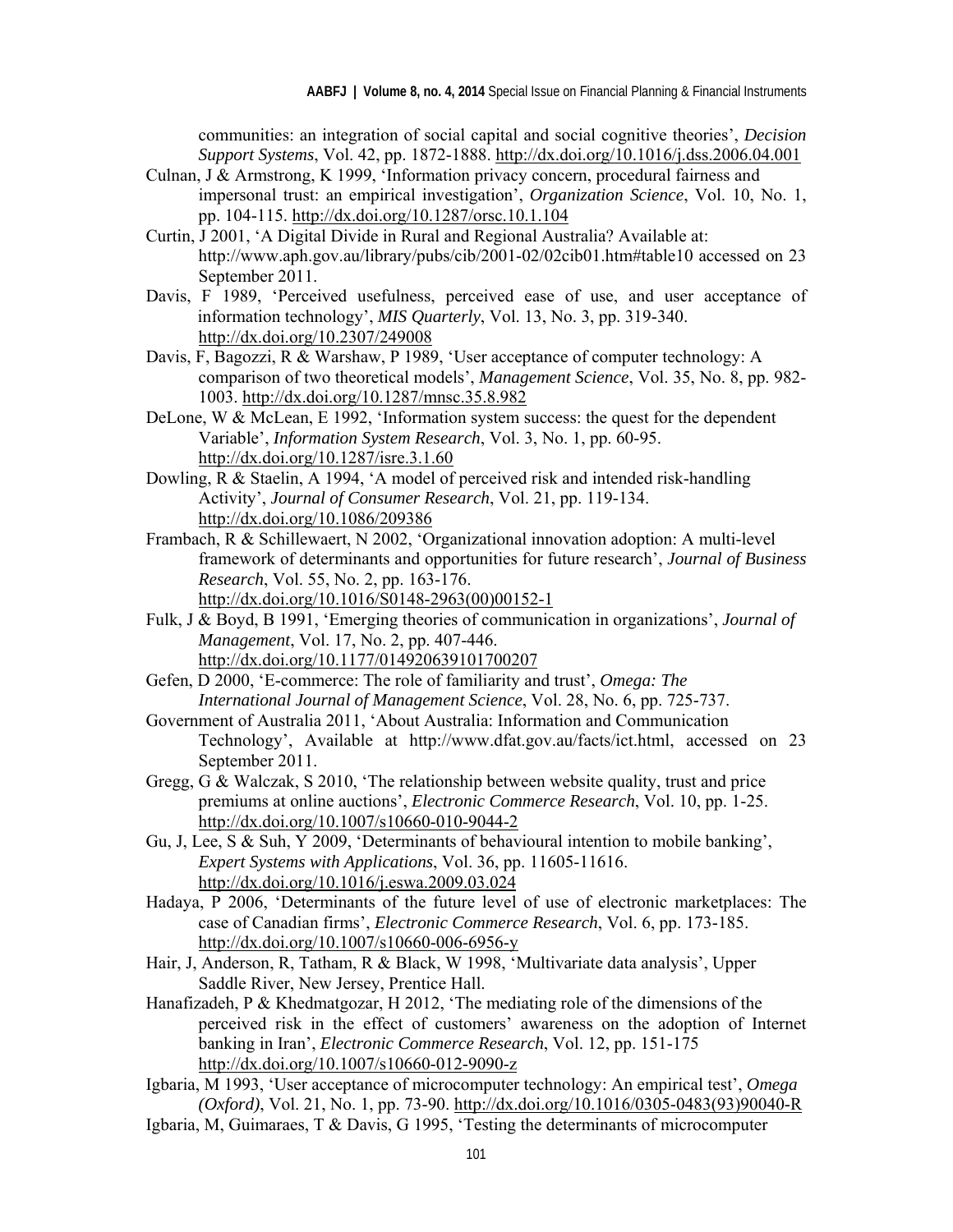communities: an integration of social capital and social cognitive theories', *Decision Support Systems*, Vol. 42, pp. 1872-1888. http://dx.doi.org/10.1016/j.dss.2006.04.001

Culnan, J & Armstrong, K 1999, 'Information privacy concern, procedural fairness and impersonal trust: an empirical investigation', *Organization Science*, Vol. 10, No. 1, pp. 104-115. http://dx.doi.org/10.1287/orsc.10.1.104

Curtin, J 2001, 'A Digital Divide in Rural and Regional Australia? Available at: http://www.aph.gov.au/library/pubs/cib/2001-02/02cib01.htm#table10 accessed on 23 September 2011.

Davis, F 1989, 'Perceived usefulness, perceived ease of use, and user acceptance of information technology', *MIS Quarterly*, Vol. 13, No. 3, pp. 319-340. http://dx.doi.org/10.2307/249008

Davis, F, Bagozzi, R & Warshaw, P 1989, 'User acceptance of computer technology: A comparison of two theoretical models', *Management Science*, Vol. 35, No. 8, pp. 982-1003. http://dx.doi.org/10.1287/mnsc.35.8.982

DeLone, W & McLean, E 1992, 'Information system success: the quest for the dependent Variable', *Information System Research*, Vol. 3, No. 1, pp. 60-95. http://dx.doi.org/10.1287/isre.3.1.60

Dowling, R & Staelin, A 1994, 'A model of perceived risk and intended risk-handling Activity', *Journal of Consumer Research*, Vol. 21, pp. 119-134. http://dx.doi.org/10.1086/209386

Frambach, R & Schillewaert, N 2002, 'Organizational innovation adoption: A multi-level framework of determinants and opportunities for future research', *Journal of Business Research*, Vol. 55, No. 2, pp. 163-176. http://dx.doi.org/10.1016/S0148-2963(00)00152-1

Fulk, J & Boyd, B 1991, 'Emerging theories of communication in organizations', *Journal of Management*, Vol. 17, No. 2, pp. 407-446. http://dx.doi.org/10.1177/014920639101700207

Gefen, D 2000, 'E-commerce: The role of familiarity and trust', *Omega: The International Journal of Management Science*, Vol. 28, No. 6, pp. 725-737.

Government of Australia 2011, 'About Australia: Information and Communication Technology', Available at http://www.dfat.gov.au/facts/ict.html, accessed on 23 September 2011.

Gregg, G & Walczak, S 2010, 'The relationship between website quality, trust and price premiums at online auctions', *Electronic Commerce Research*, Vol. 10, pp. 1-25. http://dx.doi.org/10.1007/s10660-010-9044-2

Gu, J, Lee, S & Suh, Y 2009, 'Determinants of behavioural intention to mobile banking', *Expert Systems with Applications*, Vol. 36, pp. 11605-11616. http://dx.doi.org/10.1016/j.eswa.2009.03.024

Hadaya, P 2006, 'Determinants of the future level of use of electronic marketplaces: The case of Canadian firms', *Electronic Commerce Research*, Vol. 6, pp. 173-185. http://dx.doi.org/10.1007/s10660-006-6956-y

Hair, J, Anderson, R, Tatham, R & Black, W 1998, 'Multivariate data analysis', Upper Saddle River, New Jersey, Prentice Hall.

Hanafizadeh, P & Khedmatgozar, H 2012, 'The mediating role of the dimensions of the perceived risk in the effect of customers' awareness on the adoption of Internet banking in Iran', *Electronic Commerce Research*, Vol. 12, pp. 151-175 http://dx.doi.org/10.1007/s10660-012-9090-z

Igbaria, M 1993, 'User acceptance of microcomputer technology: An empirical test', *Omega (Oxford)*, Vol. 21, No. 1, pp. 73-90. http://dx.doi.org/10.1016/0305-0483(93)90040-R

Igbaria, M, Guimaraes, T & Davis, G 1995, 'Testing the determinants of microcomputer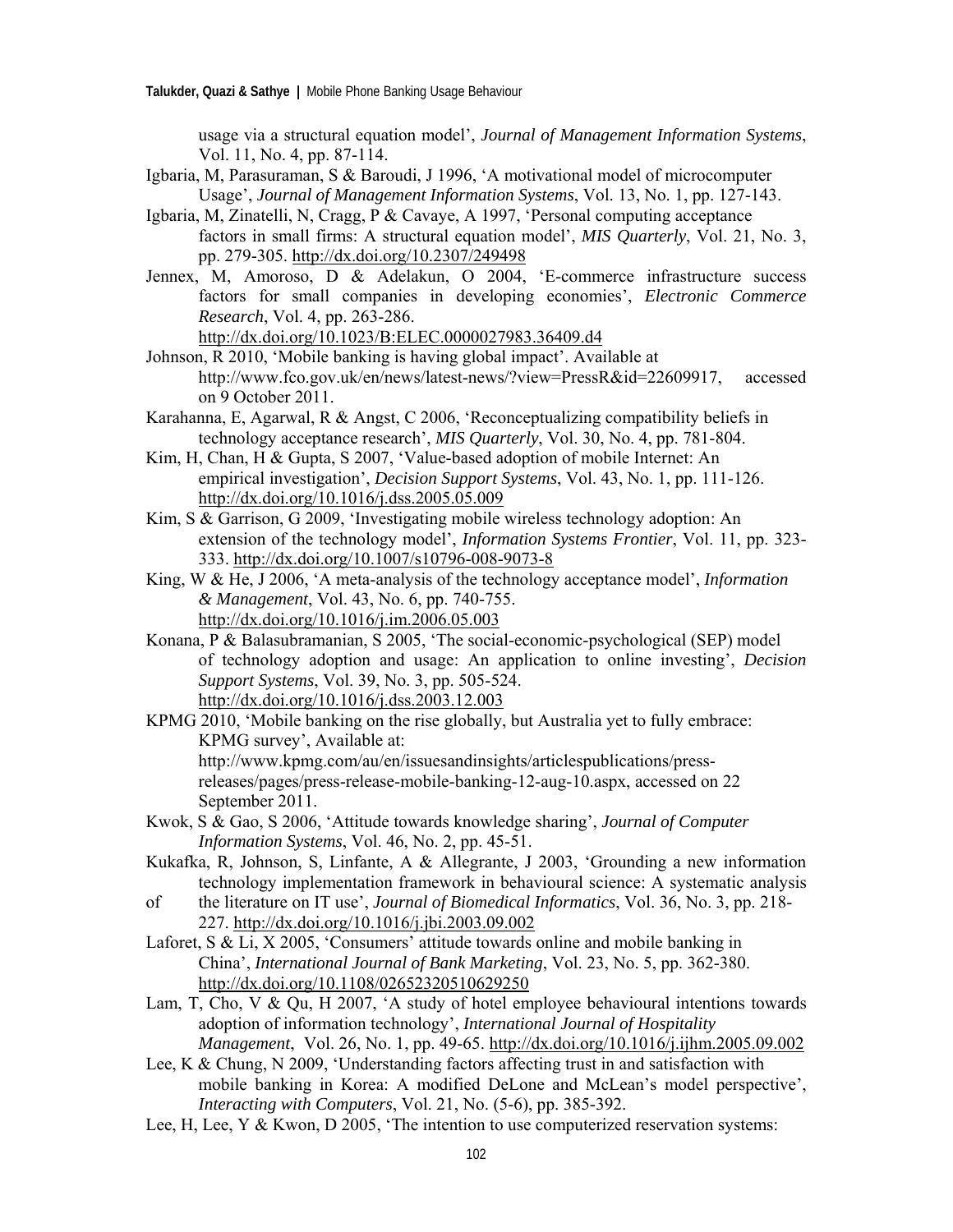usage via a structural equation model', *Journal of Management Information Systems*, Vol. 11, No. 4, pp. 87-114.

Igbaria, M, Parasuraman, S & Baroudi, J 1996, 'A motivational model of microcomputer Usage', *Journal of Management Information Systems*, Vol. 13, No. 1, pp. 127-143.

Igbaria, M, Zinatelli, N, Cragg, P & Cavaye, A 1997, 'Personal computing acceptance factors in small firms: A structural equation model', *MIS Quarterly*, Vol. 21, No. 3, pp. 279-305. http://dx.doi.org/10.2307/249498

Jennex, M, Amoroso, D & Adelakun, O 2004, 'E-commerce infrastructure success factors for small companies in developing economies', *Electronic Commerce Research*, Vol. 4, pp. 263-286. http://dx.doi.org/10.1023/B:ELEC.0000027983.36409.d4

Johnson, R 2010, 'Mobile banking is having global impact'. Available at http://www.fco.gov.uk/en/news/latest-news/?view=PressR&id=22609917, accessed on 9 October 2011.

Karahanna, E, Agarwal, R & Angst, C 2006, 'Reconceptualizing compatibility beliefs in technology acceptance research', *MIS Quarterly*, Vol. 30, No. 4, pp. 781-804.

Kim, H, Chan, H & Gupta, S 2007, 'Value-based adoption of mobile Internet: An empirical investigation', *Decision Support Systems*, Vol. 43, No. 1, pp. 111-126. http://dx.doi.org/10.1016/j.dss.2005.05.009

Kim, S & Garrison, G 2009, 'Investigating mobile wireless technology adoption: An extension of the technology model', *Information Systems Frontier*, Vol. 11, pp. 323-333. http://dx.doi.org/10.1007/s10796-008-9073-8

King, W & He, J 2006, 'A meta-analysis of the technology acceptance model', *Information & Management*, Vol. 43, No. 6, pp. 740-755. http://dx.doi.org/10.1016/j.im.2006.05.003

Konana, P & Balasubramanian, S 2005, 'The social-economic-psychological (SEP) model of technology adoption and usage: An application to online investing', *Decision Support Systems*, Vol. 39, No. 3, pp. 505-524. http://dx.doi.org/10.1016/j.dss.2003.12.003

KPMG 2010, 'Mobile banking on the rise globally, but Australia yet to fully embrace: KPMG survey', Available at: http://www.kpmg.com/au/en/issuesandinsights/articlespublications/press-releases/pages/press-release-mobile-banking-12-aug-10.aspx, accessed on 22 September 2011.

Kwok, S & Gao, S 2006, 'Attitude towards knowledge sharing', *Journal of Computer Information Systems*, Vol. 46, No. 2, pp. 45-51.

Kukafka, R, Johnson, S, Linfante, A & Allegrante, J 2003, 'Grounding a new information technology implementation framework in behavioural science: A systematic analysis of the literature on IT use', *Journal of Biomedical Informatics*, Vol. 36, No. 3, pp. 218-227. http://dx.doi.org/10.1016/j.jbi.2003.09.002

Laforet, S & Li, X 2005, 'Consumers' attitude towards online and mobile banking in China', *International Journal of Bank Marketing*, Vol. 23, No. 5, pp. 362-380. http://dx.doi.org/10.1108/02652320510629250

Lam, T, Cho, V & Qu, H 2007, 'A study of hotel employee behavioural intentions towards adoption of information technology', *International Journal of Hospitality Management*, Vol. 26, No. 1, pp. 49-65. http://dx.doi.org/10.1016/j.ijhm.2005.09.002

Lee, K & Chung, N 2009, 'Understanding factors affecting trust in and satisfaction with mobile banking in Korea: A modified DeLone and McLean's model perspective', *Interacting with Computers*, Vol. 21, No. (5-6), pp. 385-392.

Lee, H, Lee, Y & Kwon, D 2005, 'The intention to use computerized reservation systems: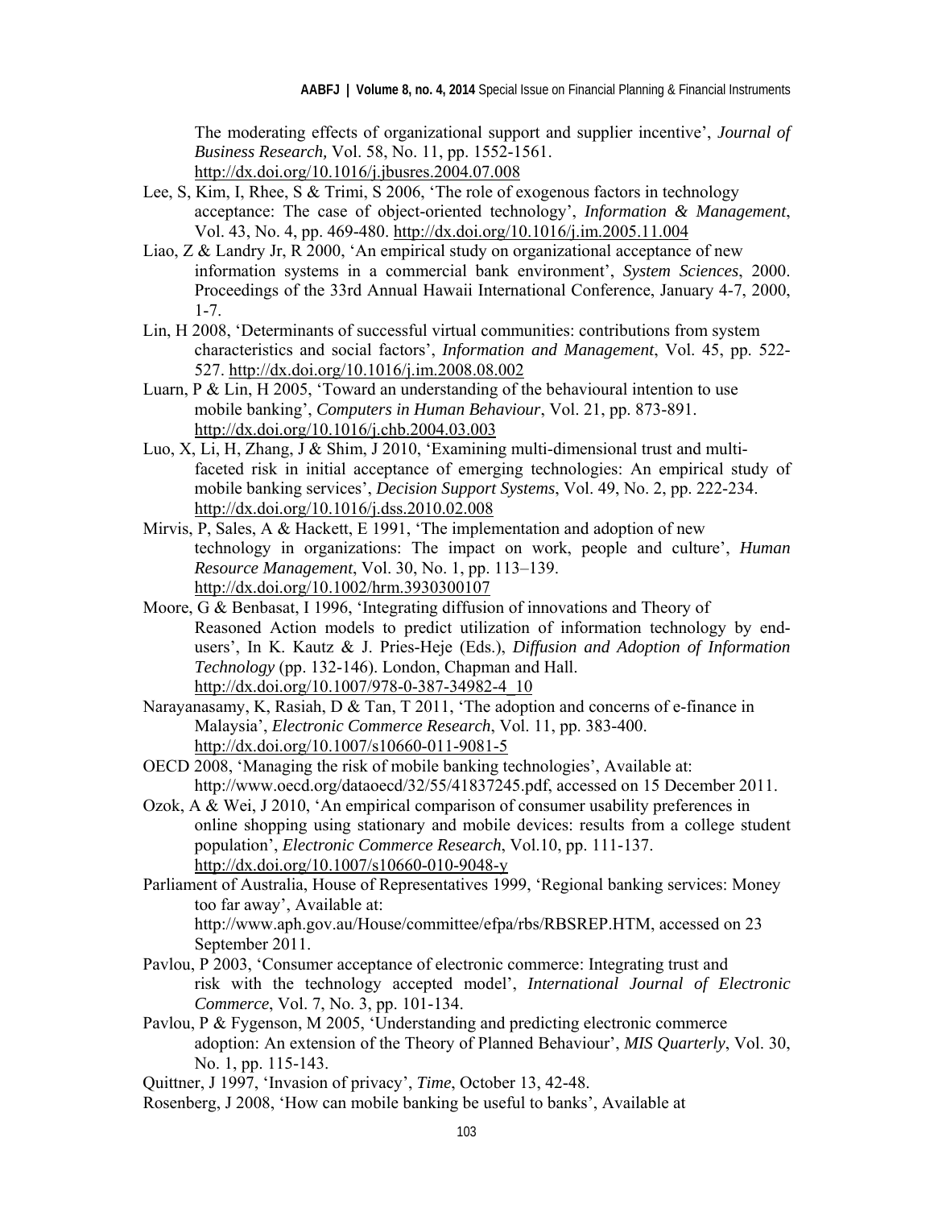The moderating effects of organizational support and supplier incentive', *Journal of Business Research,* Vol. 58, No. 11, pp. 1552-1561. http://dx.doi.org/10.1016/j.jbusres.2004.07.008

Lee, S, Kim, I, Rhee, S & Trimi, S 2006, 'The role of exogenous factors in technology acceptance: The case of object-oriented technology', *Information & Management*, Vol. 43, No. 4, pp. 469-480. http://dx.doi.org/10.1016/j.im.2005.11.004

Liao, Z & Landry Jr, R 2000, 'An empirical study on organizational acceptance of new information systems in a commercial bank environment', *System Sciences*, 2000. Proceedings of the 33rd Annual Hawaii International Conference, January 4-7, 2000, 1-7.

Lin, H 2008, 'Determinants of successful virtual communities: contributions from system characteristics and social factors', *Information and Management*, Vol. 45, pp. 522-527. http://dx.doi.org/10.1016/j.im.2008.08.002

Luarn, P & Lin, H 2005, 'Toward an understanding of the behavioural intention to use mobile banking', *Computers in Human Behaviour*, Vol. 21, pp. 873-891. http://dx.doi.org/10.1016/j.chb.2004.03.003

Luo, X, Li, H, Zhang, J & Shim, J 2010, 'Examining multi-dimensional trust and multi-faceted risk in initial acceptance of emerging technologies: An empirical study of mobile banking services', *Decision Support Systems*, Vol. 49, No. 2, pp. 222-234. http://dx.doi.org/10.1016/j.dss.2010.02.008

Mirvis, P, Sales, A & Hackett, E 1991, 'The implementation and adoption of new technology in organizations: The impact on work, people and culture', *Human Resource Management*, Vol. 30, No. 1, pp. 113–139. http://dx.doi.org/10.1002/hrm.3930300107

Moore, G & Benbasat, I 1996, 'Integrating diffusion of innovations and Theory of Reasoned Action models to predict utilization of information technology by end-users', In K. Kautz & J. Pries-Heje (Eds.), *Diffusion and Adoption of Information Technology* (pp. 132-146). London, Chapman and Hall. http://dx.doi.org/10.1007/978-0-387-34982-4_10

Narayanasamy, K, Rasiah, D & Tan, T 2011, 'The adoption and concerns of e-finance in Malaysia', *Electronic Commerce Research*, Vol. 11, pp. 383-400. http://dx.doi.org/10.1007/s10660-011-9081-5

OECD 2008, 'Managing the risk of mobile banking technologies', Available at: http://www.oecd.org/dataoecd/32/55/41837245.pdf, accessed on 15 December 2011.

Ozok, A & Wei, J 2010, 'An empirical comparison of consumer usability preferences in online shopping using stationary and mobile devices: results from a college student population', *Electronic Commerce Research*, Vol.10, pp. 111-137. http://dx.doi.org/10.1007/s10660-010-9048-y

Parliament of Australia, House of Representatives 1999, 'Regional banking services: Money too far away', Available at: http://www.aph.gov.au/House/committee/efpa/rbs/RBSREP.HTM, accessed on 23 September 2011.

Pavlou, P 2003, 'Consumer acceptance of electronic commerce: Integrating trust and risk with the technology accepted model', *International Journal of Electronic Commerce*, Vol. 7, No. 3, pp. 101-134.

Pavlou, P & Fygenson, M 2005, 'Understanding and predicting electronic commerce adoption: An extension of the Theory of Planned Behaviour', *MIS Quarterly*, Vol. 30, No. 1, pp. 115-143.

Quittner, J 1997, 'Invasion of privacy', *Time*, October 13, 42-48.

Rosenberg, J 2008, 'How can mobile banking be useful to banks', Available at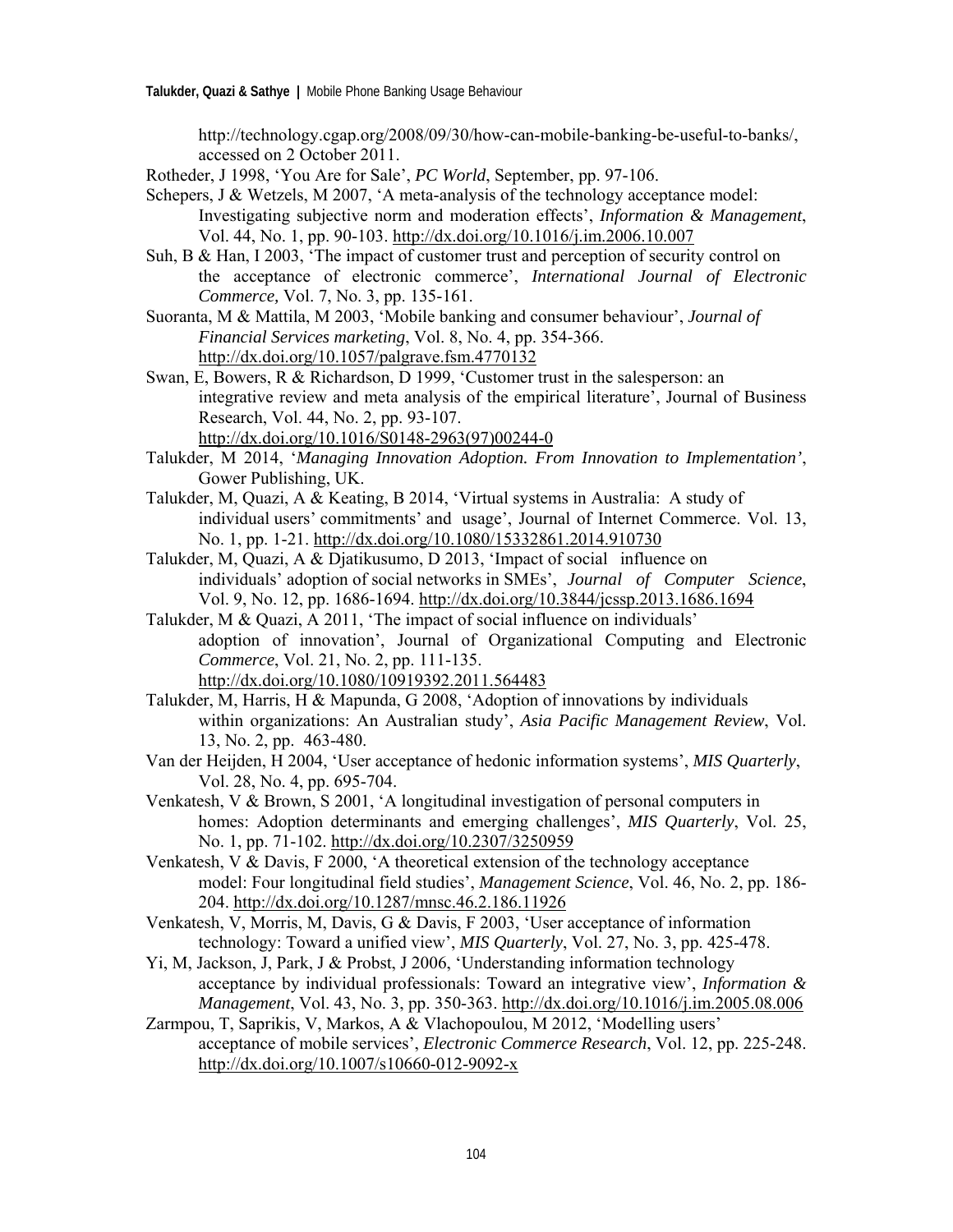http://technology.cgap.org/2008/09/30/how-can-mobile-banking-be-useful-to-banks/, accessed on 2 October 2011.

Rotheder, J 1998, 'You Are for Sale', *PC World*, September, pp. 97-106.

Schepers, J & Wetzels, M 2007, 'A meta-analysis of the technology acceptance model: Investigating subjective norm and moderation effects', *Information & Management*, Vol. 44, No. 1, pp. 90-103. http://dx.doi.org/10.1016/j.im.2006.10.007

Suh, B & Han, I 2003, 'The impact of customer trust and perception of security control on the acceptance of electronic commerce', *International Journal of Electronic Commerce,* Vol. 7, No. 3, pp. 135-161.

Suoranta, M & Mattila, M 2003, 'Mobile banking and consumer behaviour', *Journal of Financial Services marketing*, Vol. 8, No. 4, pp. 354-366. http://dx.doi.org/10.1057/palgrave.fsm.4770132

Swan, E, Bowers, R & Richardson, D 1999, 'Customer trust in the salesperson: an integrative review and meta analysis of the empirical literature', Journal of Business Research, Vol. 44, No. 2, pp. 93-107. http://dx.doi.org/10.1016/S0148-2963(97)00244-0

Talukder, M 2014, '*Managing Innovation Adoption. From Innovation to Implementation'*, Gower Publishing, UK.

Talukder, M, Quazi, A & Keating, B 2014, 'Virtual systems in Australia: A study of individual users' commitments' and usage', Journal of Internet Commerce. Vol. 13, No. 1, pp. 1-21. http://dx.doi.org/10.1080/15332861.2014.910730

Talukder, M, Quazi, A & Djatikusumo, D 2013, 'Impact of social influence on individuals' adoption of social networks in SMEs', *Journal of Computer Science*, Vol. 9, No. 12, pp. 1686-1694. http://dx.doi.org/10.3844/jcssp.2013.1686.1694

Talukder, M & Quazi, A 2011, 'The impact of social influence on individuals' adoption of innovation', Journal of Organizational Computing and Electronic *Commerce*, Vol. 21, No. 2, pp. 111-135. http://dx.doi.org/10.1080/10919392.2011.564483

Talukder, M, Harris, H & Mapunda, G 2008, 'Adoption of innovations by individuals within organizations: An Australian study', *Asia Pacific Management Review*, Vol. 13, No. 2, pp. 463-480.

Van der Heijden, H 2004, 'User acceptance of hedonic information systems', *MIS Quarterly*, Vol. 28, No. 4, pp. 695-704.

Venkatesh, V & Brown, S 2001, 'A longitudinal investigation of personal computers in homes: Adoption determinants and emerging challenges', *MIS Quarterly*, Vol. 25, No. 1, pp. 71-102. http://dx.doi.org/10.2307/3250959

Venkatesh, V & Davis, F 2000, 'A theoretical extension of the technology acceptance model: Four longitudinal field studies', *Management Science*, Vol. 46, No. 2, pp. 186-204. http://dx.doi.org/10.1287/mnsc.46.2.186.11926

Venkatesh, V, Morris, M, Davis, G & Davis, F 2003, 'User acceptance of information technology: Toward a unified view', *MIS Quarterly*, Vol. 27, No. 3, pp. 425-478.

Yi, M, Jackson, J, Park, J & Probst, J 2006, 'Understanding information technology acceptance by individual professionals: Toward an integrative view', *Information & Management*, Vol. 43, No. 3, pp. 350-363. http://dx.doi.org/10.1016/j.im.2005.08.006

Zarmpou, T, Saprikis, V, Markos, A & Vlachopoulou, M 2012, 'Modelling users' acceptance of mobile services', *Electronic Commerce Research*, Vol. 12, pp. 225-248. http://dx.doi.org/10.1007/s10660-012-9092-x